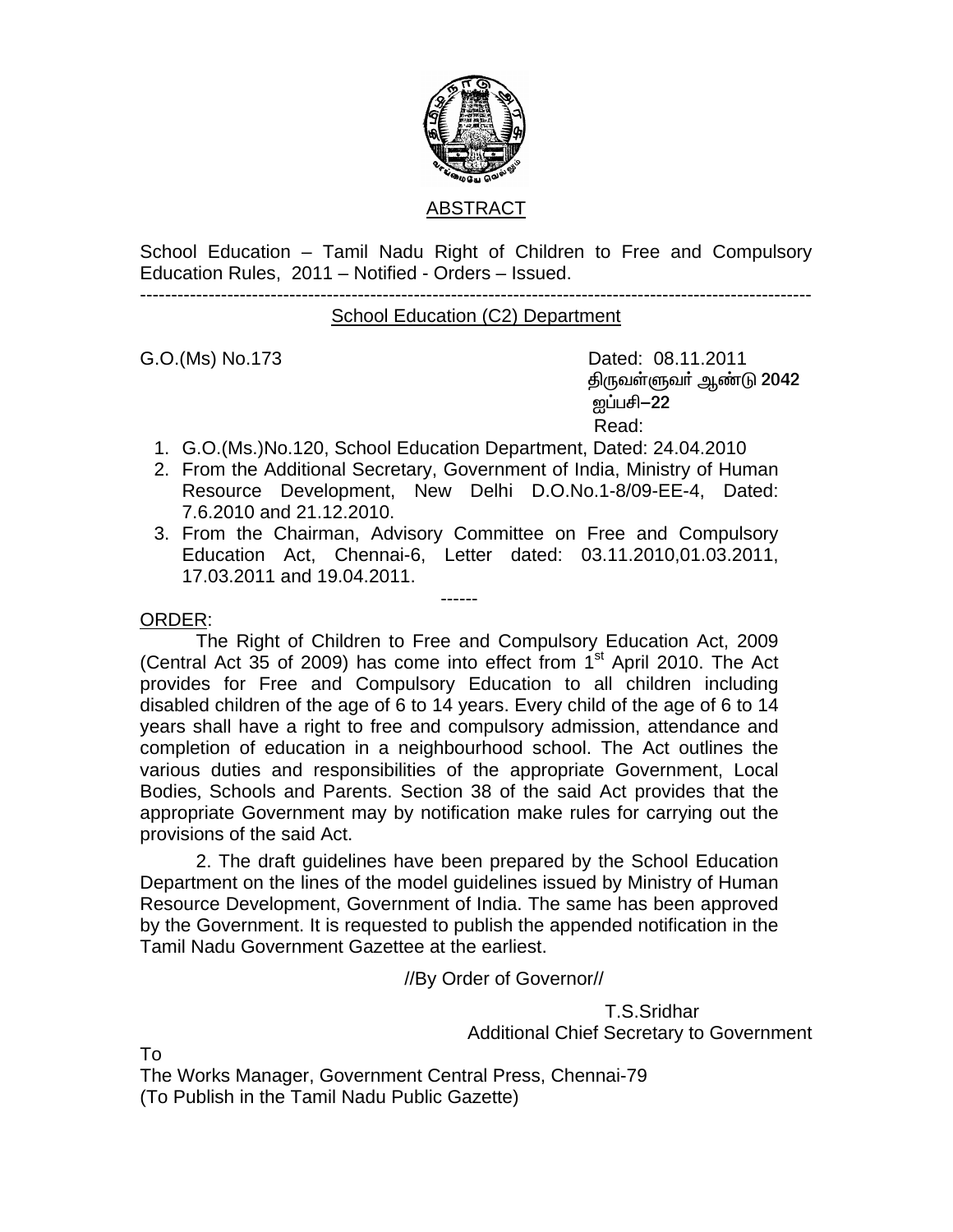## ABSTRACT

School Education – Tamil Nadu Right of Children to Free and Compulsory Education Rules, 2011 – Notified - Orders – Issued.

---

### School Education (C2) Department

G.O.(Ms) No.173

Dated: 08.11.2011
திருவள்ளுவர் ஆண்டு **2042**
ஐப்பசி–**22**

Read:

1. G.O.(Ms.)No.120, School Education Department, Dated: 24.04.2010
2. From the Additional Secretary, Government of India, Ministry of Human Resource Development, New Delhi D.O.No.1-8/09-EE-4, Dated: 7.6.2010 and 21.12.2010.
3. From the Chairman, Advisory Committee on Free and Compulsory Education Act, Chennai-6, Letter dated: 03.11.2010,01.03.2011, 17.03.2011 and 19.04.2011.

------

ORDER:

The Right of Children to Free and Compulsory Education Act, 2009 (Central Act 35 of 2009) has come into effect from 1st April 2010. The Act provides for Free and Compulsory Education to all children including disabled children of the age of 6 to 14 years. Every child of the age of 6 to 14 years shall have a right to free and compulsory admission, attendance and completion of education in a neighbourhood school. The Act outlines the various duties and responsibilities of the appropriate Government, Local Bodies, Schools and Parents. Section 38 of the said Act provides that the appropriate Government may by notification make rules for carrying out the provisions of the said Act.

2. The draft guidelines have been prepared by the School Education Department on the lines of the model guidelines issued by Ministry of Human Resource Development, Government of India. The same has been approved by the Government. It is requested to publish the appended notification in the Tamil Nadu Government Gazettee at the earliest.

//By Order of Governor//

T.S.Sridhar
Additional Chief Secretary to Government

To
The Works Manager, Government Central Press, Chennai-79
(To Publish in the Tamil Nadu Public Gazette)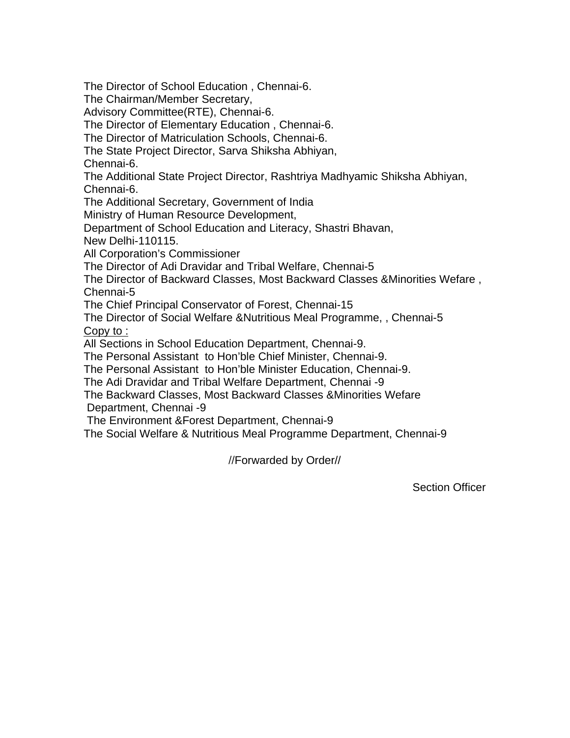The Director of School Education , Chennai-6.
The Chairman/Member Secretary,
Advisory Committee(RTE), Chennai-6.
The Director of Elementary Education , Chennai-6.
The Director of Matriculation Schools, Chennai-6.
The State Project Director, Sarva Shiksha Abhiyan,
Chennai-6.
The Additional State Project Director, Rashtriya Madhyamic Shiksha Abhiyan,
Chennai-6.
The Additional Secretary, Government of India
Ministry of Human Resource Development,
Department of School Education and Literacy, Shastri Bhavan,
New Delhi-110115.
All Corporation's Commissioner
The Director of Adi Dravidar and Tribal Welfare, Chennai-5
The Director of Backward Classes, Most Backward Classes &Minorities Wefare ,
Chennai-5
The Chief Principal Conservator of Forest, Chennai-15
The Director of Social Welfare &Nutritious Meal Programme, , Chennai-5

<u>Copy to :</u>

All Sections in School Education Department, Chennai-9.
The Personal Assistant to Hon'ble Chief Minister, Chennai-9.
The Personal Assistant to Hon'ble Minister Education, Chennai-9.
The Adi Dravidar and Tribal Welfare Department, Chennai -9
The Backward Classes, Most Backward Classes &Minorities Wefare
Department, Chennai -9
The Environment &Forest Department, Chennai-9
The Social Welfare & Nutritious Meal Programme Department, Chennai-9

//Forwarded by Order//

Section Officer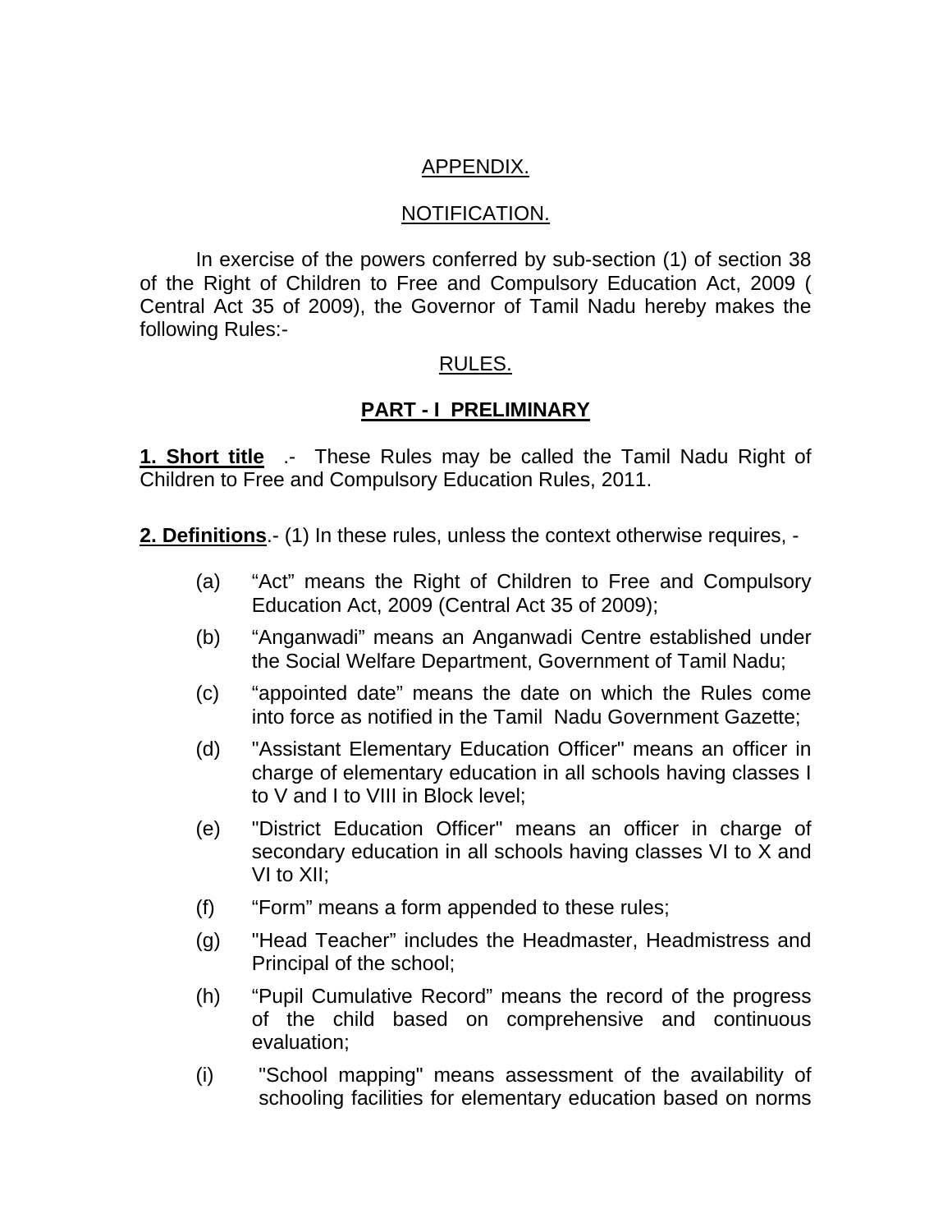APPENDIX.

NOTIFICATION.

In exercise of the powers conferred by sub-section (1) of section 38 of the Right of Children to Free and Compulsory Education Act, 2009 ( Central Act 35 of 2009), the Governor of Tamil Nadu hereby makes the following Rules:-

RULES.

## PART - I PRELIMINARY

**1. Short title** .- These Rules may be called the Tamil Nadu Right of Children to Free and Compulsory Education Rules, 2011.

**2. Definitions**.- (1) In these rules, unless the context otherwise requires, -

(a) "Act" means the Right of Children to Free and Compulsory Education Act, 2009 (Central Act 35 of 2009);

(b) "Anganwadi" means an Anganwadi Centre established under the Social Welfare Department, Government of Tamil Nadu;

(c) "appointed date" means the date on which the Rules come into force as notified in the Tamil Nadu Government Gazette;

(d) "Assistant Elementary Education Officer" means an officer in charge of elementary education in all schools having classes I to V and I to VIII in Block level;

(e) "District Education Officer" means an officer in charge of secondary education in all schools having classes VI to X and VI to XII;

(f) "Form" means a form appended to these rules;

(g) "Head Teacher" includes the Headmaster, Headmistress and Principal of the school;

(h) "Pupil Cumulative Record" means the record of the progress of the child based on comprehensive and continuous evaluation;

(i) "School mapping" means assessment of the availability of schooling facilities for elementary education based on norms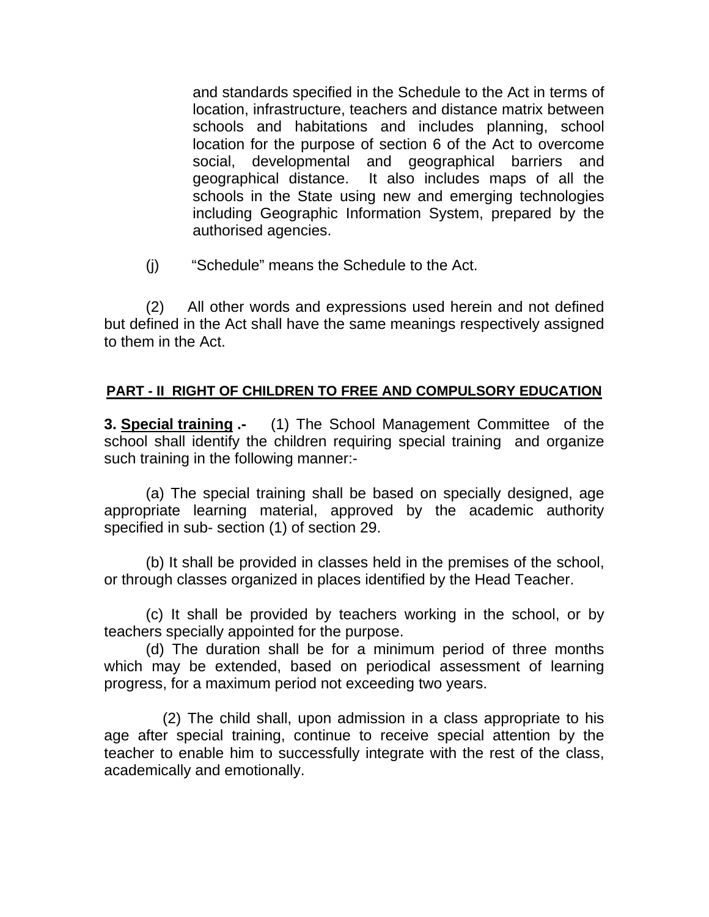and standards specified in the Schedule to the Act in terms of location, infrastructure, teachers and distance matrix between schools and habitations and includes planning, school location for the purpose of section 6 of the Act to overcome social, developmental and geographical barriers and geographical distance. It also includes maps of all the schools in the State using new and emerging technologies including Geographic Information System, prepared by the authorised agencies.

(j) "Schedule" means the Schedule to the Act.

(2) All other words and expressions used herein and not defined but defined in the Act shall have the same meanings respectively assigned to them in the Act.

## PART - II RIGHT OF CHILDREN TO FREE AND COMPULSORY EDUCATION

**3. Special training .-** (1) The School Management Committee of the school shall identify the children requiring special training and organize such training in the following manner:-

(a) The special training shall be based on specially designed, age appropriate learning material, approved by the academic authority specified in sub- section (1) of section 29.

(b) It shall be provided in classes held in the premises of the school, or through classes organized in places identified by the Head Teacher.

(c) It shall be provided by teachers working in the school, or by teachers specially appointed for the purpose.

(d) The duration shall be for a minimum period of three months which may be extended, based on periodical assessment of learning progress, for a maximum period not exceeding two years.

(2) The child shall, upon admission in a class appropriate to his age after special training, continue to receive special attention by the teacher to enable him to successfully integrate with the rest of the class, academically and emotionally.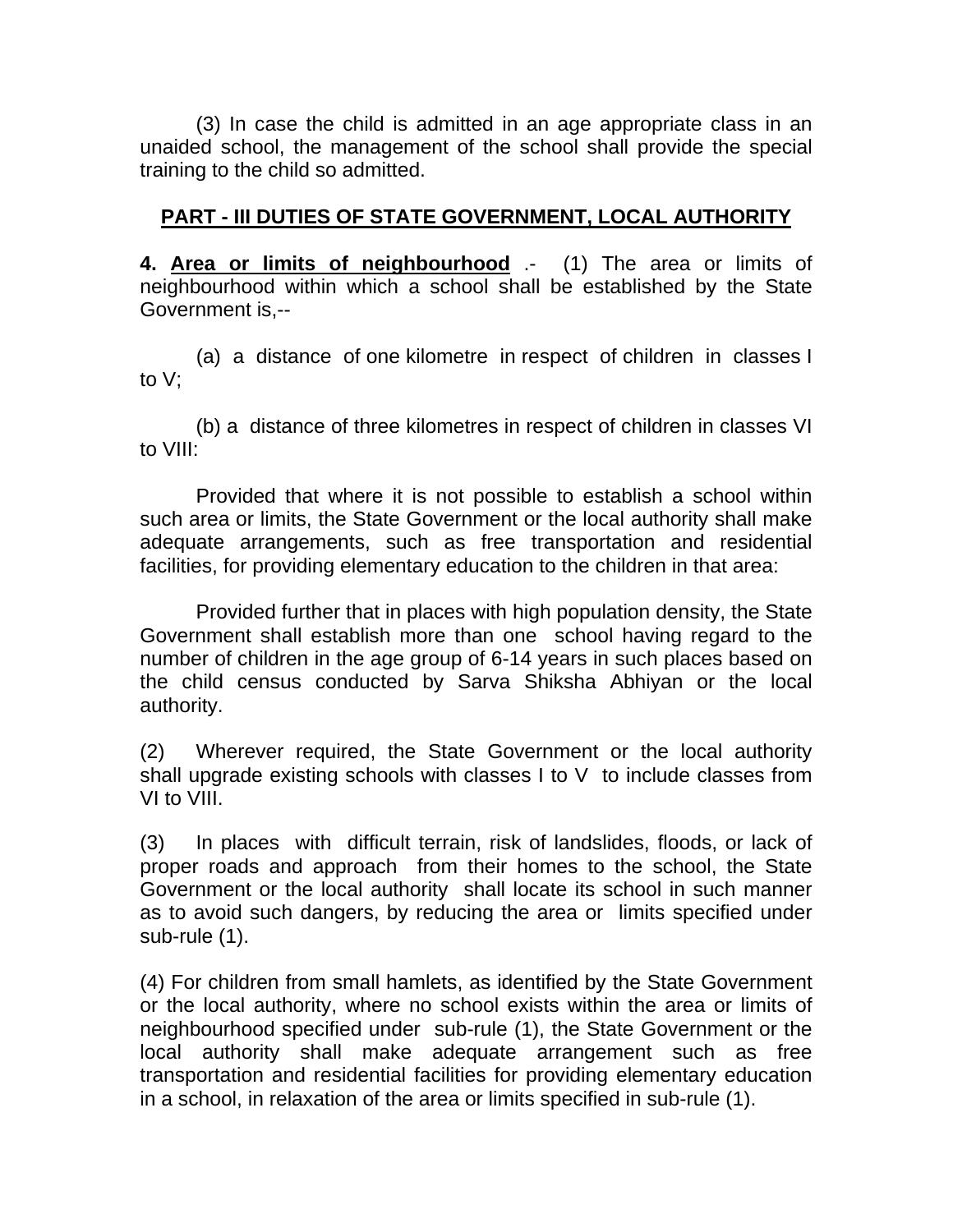(3) In case the child is admitted in an age appropriate class in an unaided school, the management of the school shall provide the special training to the child so admitted.

## PART - III DUTIES OF STATE GOVERNMENT, LOCAL AUTHORITY

**4. Area or limits of neighbourhood** .- (1) The area or limits of neighbourhood within which a school shall be established by the State Government is,--

(a) a distance of one kilometre in respect of children in classes I to V;

(b) a distance of three kilometres in respect of children in classes VI to VIII:

Provided that where it is not possible to establish a school within such area or limits, the State Government or the local authority shall make adequate arrangements, such as free transportation and residential facilities, for providing elementary education to the children in that area:

Provided further that in places with high population density, the State Government shall establish more than one school having regard to the number of children in the age group of 6-14 years in such places based on the child census conducted by Sarva Shiksha Abhiyan or the local authority.

(2) Wherever required, the State Government or the local authority shall upgrade existing schools with classes I to V to include classes from VI to VIII.

(3) In places with difficult terrain, risk of landslides, floods, or lack of proper roads and approach from their homes to the school, the State Government or the local authority shall locate its school in such manner as to avoid such dangers, by reducing the area or limits specified under sub-rule (1).

(4) For children from small hamlets, as identified by the State Government or the local authority, where no school exists within the area or limits of neighbourhood specified under sub-rule (1), the State Government or the local authority shall make adequate arrangement such as free transportation and residential facilities for providing elementary education in a school, in relaxation of the area or limits specified in sub-rule (1).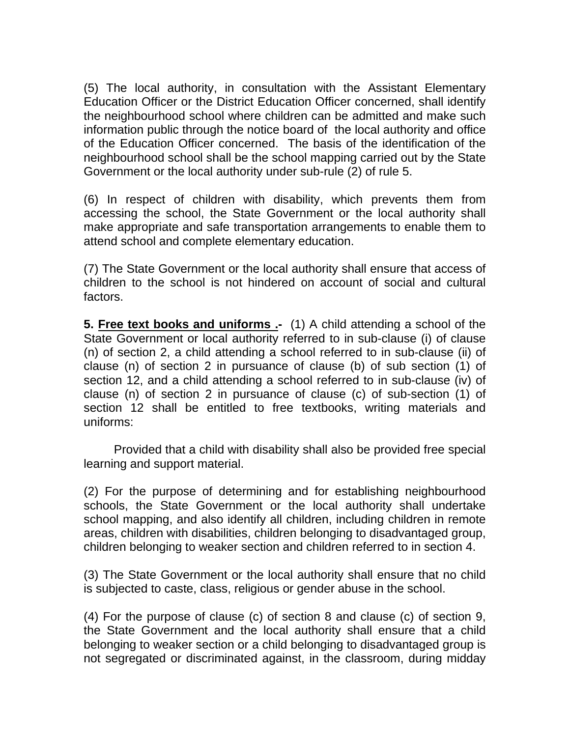(5) The local authority, in consultation with the Assistant Elementary Education Officer or the District Education Officer concerned, shall identify the neighbourhood school where children can be admitted and make such information public through the notice board of the local authority and office of the Education Officer concerned. The basis of the identification of the neighbourhood school shall be the school mapping carried out by the State Government or the local authority under sub-rule (2) of rule 5.

(6) In respect of children with disability, which prevents them from accessing the school, the State Government or the local authority shall make appropriate and safe transportation arrangements to enable them to attend school and complete elementary education.

(7) The State Government or the local authority shall ensure that access of children to the school is not hindered on account of social and cultural factors.

**5. Free text books and uniforms .-** (1) A child attending a school of the State Government or local authority referred to in sub-clause (i) of clause (n) of section 2, a child attending a school referred to in sub-clause (ii) of clause (n) of section 2 in pursuance of clause (b) of sub section (1) of section 12, and a child attending a school referred to in sub-clause (iv) of clause (n) of section 2 in pursuance of clause (c) of sub-section (1) of section 12 shall be entitled to free textbooks, writing materials and uniforms:

Provided that a child with disability shall also be provided free special learning and support material.

(2) For the purpose of determining and for establishing neighbourhood schools, the State Government or the local authority shall undertake school mapping, and also identify all children, including children in remote areas, children with disabilities, children belonging to disadvantaged group, children belonging to weaker section and children referred to in section 4.

(3) The State Government or the local authority shall ensure that no child is subjected to caste, class, religious or gender abuse in the school.

(4) For the purpose of clause (c) of section 8 and clause (c) of section 9, the State Government and the local authority shall ensure that a child belonging to weaker section or a child belonging to disadvantaged group is not segregated or discriminated against, in the classroom, during midday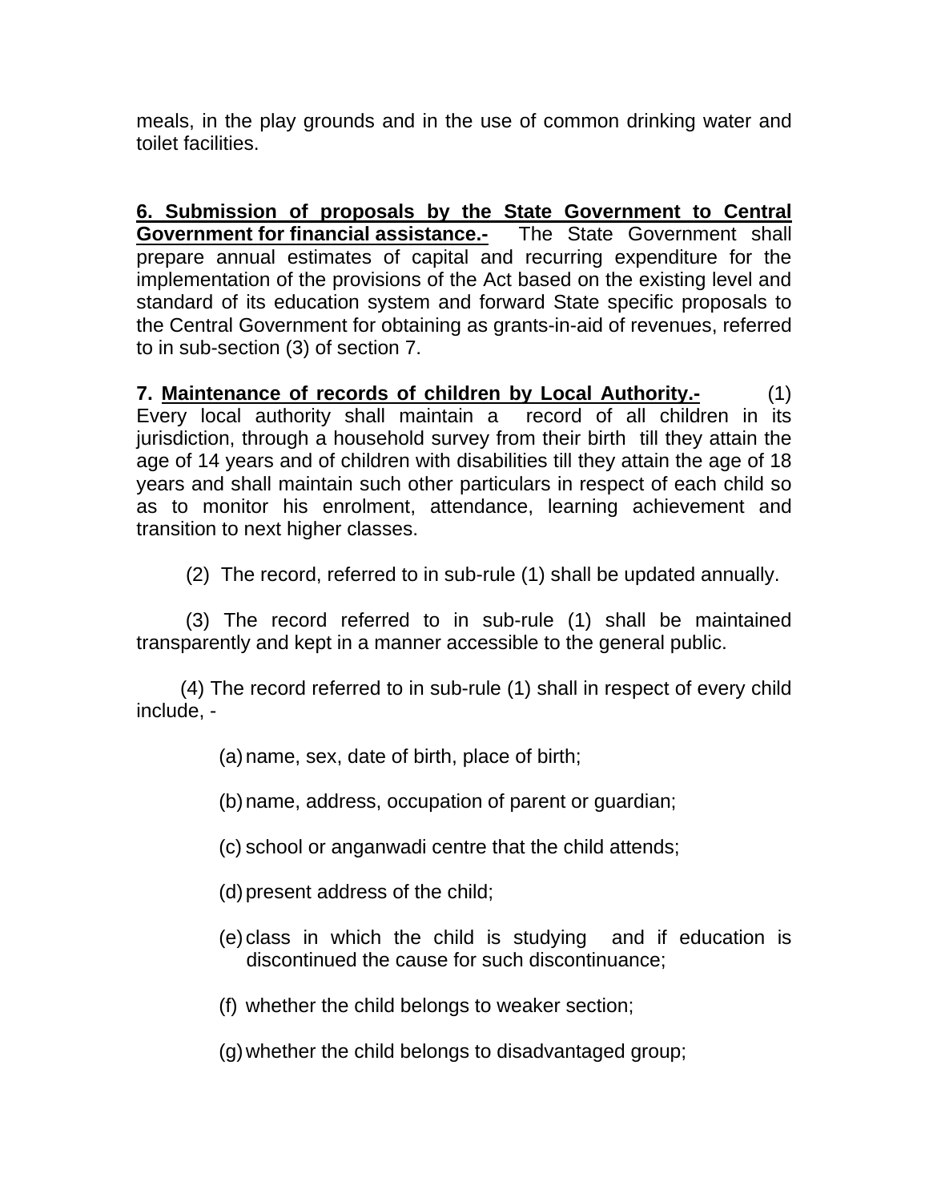meals, in the play grounds and in the use of common drinking water and toilet facilities.

**6. Submission of proposals by the State Government to Central Government for financial assistance.-** The State Government shall prepare annual estimates of capital and recurring expenditure for the implementation of the provisions of the Act based on the existing level and standard of its education system and forward State specific proposals to the Central Government for obtaining as grants-in-aid of revenues, referred to in sub-section (3) of section 7.

**7. Maintenance of records of children by Local Authority.-** (1) Every local authority shall maintain a record of all children in its jurisdiction, through a household survey from their birth till they attain the age of 14 years and of children with disabilities till they attain the age of 18 years and shall maintain such other particulars in respect of each child so as to monitor his enrolment, attendance, learning achievement and transition to next higher classes.

(2) The record, referred to in sub-rule (1) shall be updated annually.

(3) The record referred to in sub-rule (1) shall be maintained transparently and kept in a manner accessible to the general public.

(4) The record referred to in sub-rule (1) shall in respect of every child include, -

(a) name, sex, date of birth, place of birth;

(b) name, address, occupation of parent or guardian;

(c) school or anganwadi centre that the child attends;

(d) present address of the child;

(e) class in which the child is studying and if education is discontinued the cause for such discontinuance;

(f) whether the child belongs to weaker section;

(g) whether the child belongs to disadvantaged group;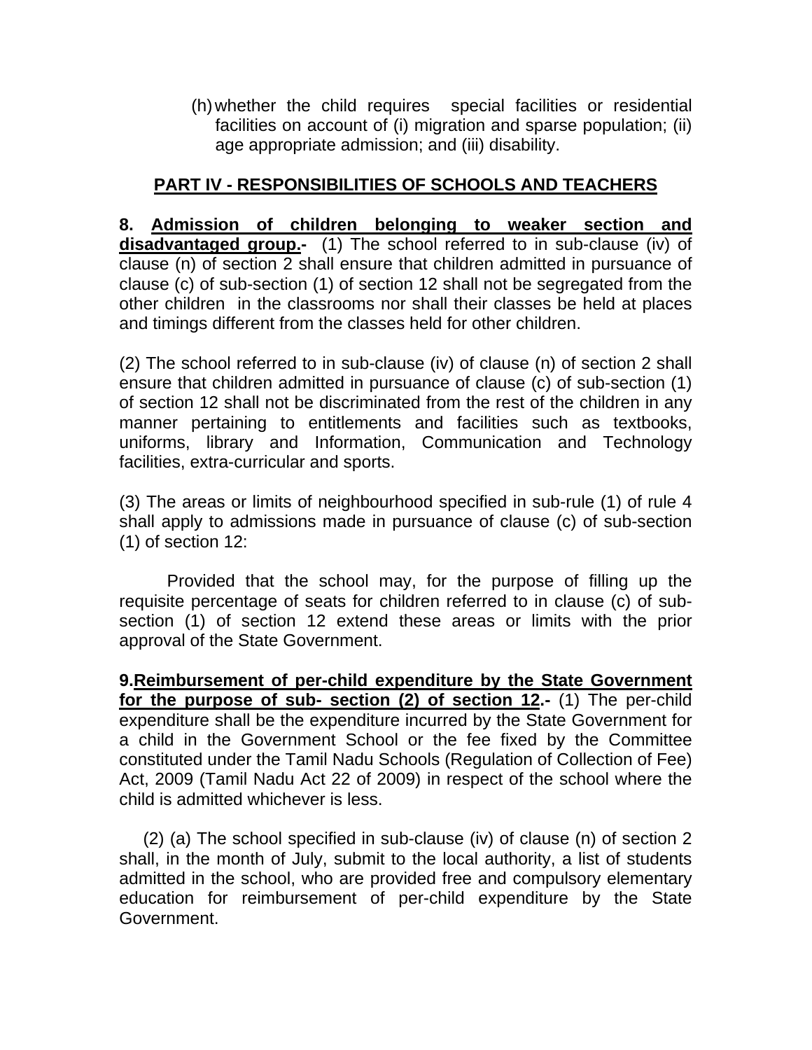(h) whether the child requires special facilities or residential facilities on account of (i) migration and sparse population; (ii) age appropriate admission; and (iii) disability.

## PART IV - RESPONSIBILITIES OF SCHOOLS AND TEACHERS

**8. Admission of children belonging to weaker section and disadvantaged group.-** (1) The school referred to in sub-clause (iv) of clause (n) of section 2 shall ensure that children admitted in pursuance of clause (c) of sub-section (1) of section 12 shall not be segregated from the other children in the classrooms nor shall their classes be held at places and timings different from the classes held for other children.

(2) The school referred to in sub-clause (iv) of clause (n) of section 2 shall ensure that children admitted in pursuance of clause (c) of sub-section (1) of section 12 shall not be discriminated from the rest of the children in any manner pertaining to entitlements and facilities such as textbooks, uniforms, library and Information, Communication and Technology facilities, extra-curricular and sports.

(3) The areas or limits of neighbourhood specified in sub-rule (1) of rule 4 shall apply to admissions made in pursuance of clause (c) of sub-section (1) of section 12:

Provided that the school may, for the purpose of filling up the requisite percentage of seats for children referred to in clause (c) of sub-section (1) of section 12 extend these areas or limits with the prior approval of the State Government.

**9. Reimbursement of per-child expenditure by the State Government for the purpose of sub- section (2) of section 12.-** (1) The per-child expenditure shall be the expenditure incurred by the State Government for a child in the Government School or the fee fixed by the Committee constituted under the Tamil Nadu Schools (Regulation of Collection of Fee) Act, 2009 (Tamil Nadu Act 22 of 2009) in respect of the school where the child is admitted whichever is less.

(2) (a) The school specified in sub-clause (iv) of clause (n) of section 2 shall, in the month of July, submit to the local authority, a list of students admitted in the school, who are provided free and compulsory elementary education for reimbursement of per-child expenditure by the State Government.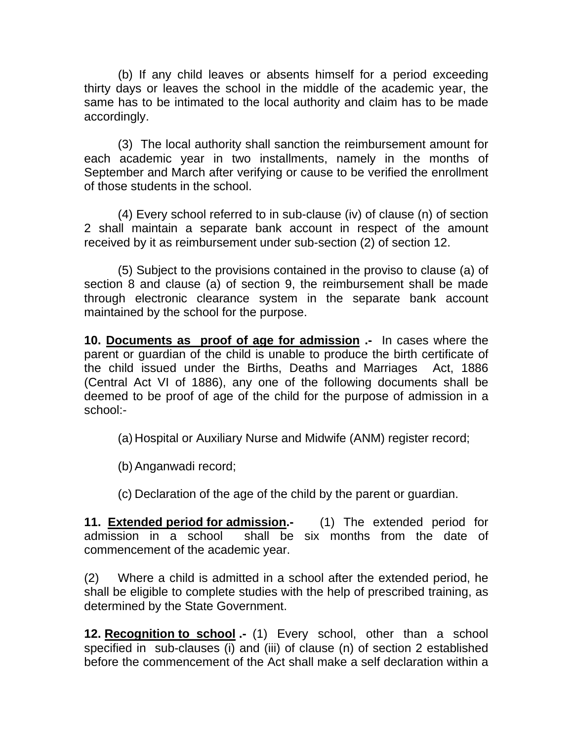(b) If any child leaves or absents himself for a period exceeding thirty days or leaves the school in the middle of the academic year, the same has to be intimated to the local authority and claim has to be made accordingly.

(3) The local authority shall sanction the reimbursement amount for each academic year in two installments, namely in the months of September and March after verifying or cause to be verified the enrollment of those students in the school.

(4) Every school referred to in sub-clause (iv) of clause (n) of section 2 shall maintain a separate bank account in respect of the amount received by it as reimbursement under sub-section (2) of section 12.

(5) Subject to the provisions contained in the proviso to clause (a) of section 8 and clause (a) of section 9, the reimbursement shall be made through electronic clearance system in the separate bank account maintained by the school for the purpose.

**10. <u>Documents as proof of age for admission</u> .-** In cases where the parent or guardian of the child is unable to produce the birth certificate of the child issued under the Births, Deaths and Marriages Act, 1886 (Central Act VI of 1886), any one of the following documents shall be deemed to be proof of age of the child for the purpose of admission in a school:-

(a) Hospital or Auxiliary Nurse and Midwife (ANM) register record;

(b) Anganwadi record;

(c) Declaration of the age of the child by the parent or guardian.

**11. <u>Extended period for admission</u>.-** (1) The extended period for admission in a school shall be six months from the date of commencement of the academic year.

(2) Where a child is admitted in a school after the extended period, he shall be eligible to complete studies with the help of prescribed training, as determined by the State Government.

**12. <u>Recognition to school</u> .-** (1) Every school, other than a school specified in sub-clauses (i) and (iii) of clause (n) of section 2 established before the commencement of the Act shall make a self declaration within a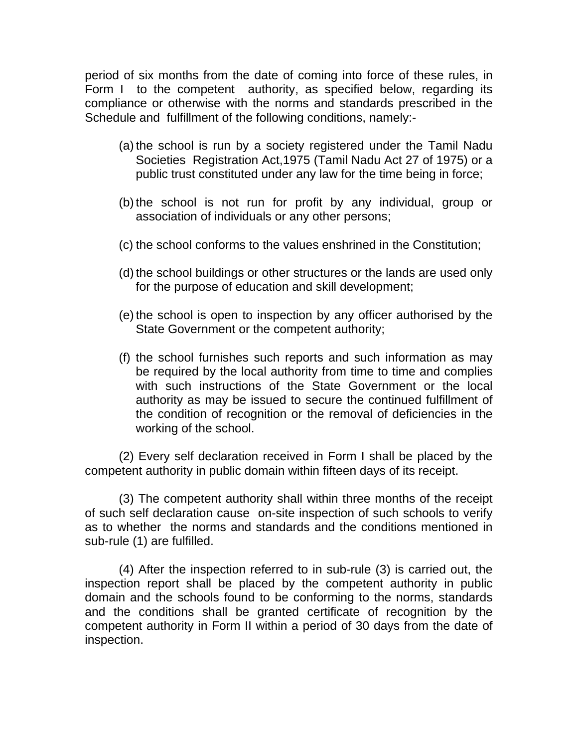period of six months from the date of coming into force of these rules, in Form I to the competent authority, as specified below, regarding its compliance or otherwise with the norms and standards prescribed in the Schedule and fulfillment of the following conditions, namely:-

(a) the school is run by a society registered under the Tamil Nadu Societies Registration Act,1975 (Tamil Nadu Act 27 of 1975) or a public trust constituted under any law for the time being in force;

(b) the school is not run for profit by any individual, group or association of individuals or any other persons;

(c) the school conforms to the values enshrined in the Constitution;

(d) the school buildings or other structures or the lands are used only for the purpose of education and skill development;

(e) the school is open to inspection by any officer authorised by the State Government or the competent authority;

(f) the school furnishes such reports and such information as may be required by the local authority from time to time and complies with such instructions of the State Government or the local authority as may be issued to secure the continued fulfillment of the condition of recognition or the removal of deficiencies in the working of the school.

(2) Every self declaration received in Form I shall be placed by the competent authority in public domain within fifteen days of its receipt.

(3) The competent authority shall within three months of the receipt of such self declaration cause on-site inspection of such schools to verify as to whether the norms and standards and the conditions mentioned in sub-rule (1) are fulfilled.

(4) After the inspection referred to in sub-rule (3) is carried out, the inspection report shall be placed by the competent authority in public domain and the schools found to be conforming to the norms, standards and the conditions shall be granted certificate of recognition by the competent authority in Form II within a period of 30 days from the date of inspection.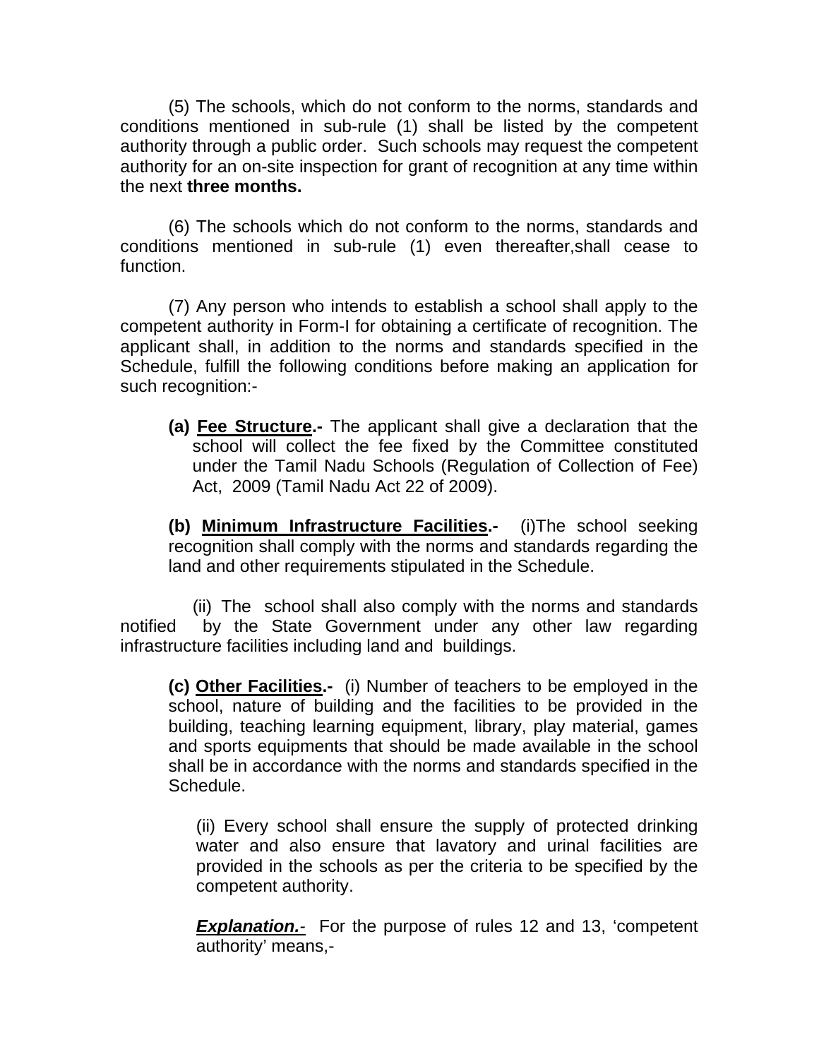(5) The schools, which do not conform to the norms, standards and conditions mentioned in sub-rule (1) shall be listed by the competent authority through a public order. Such schools may request the competent authority for an on-site inspection for grant of recognition at any time within the next **three months.**

(6) The schools which do not conform to the norms, standards and conditions mentioned in sub-rule (1) even thereafter,shall cease to function.

(7) Any person who intends to establish a school shall apply to the competent authority in Form-I for obtaining a certificate of recognition. The applicant shall, in addition to the norms and standards specified in the Schedule, fulfill the following conditions before making an application for such recognition:-

**(a)** **Fee Structure.-** The applicant shall give a declaration that the school will collect the fee fixed by the Committee constituted under the Tamil Nadu Schools (Regulation of Collection of Fee) Act, 2009 (Tamil Nadu Act 22 of 2009).

**(b)** **Minimum Infrastructure Facilities.-** (i)The school seeking recognition shall comply with the norms and standards regarding the land and other requirements stipulated in the Schedule.

(ii) The school shall also comply with the norms and standards notified by the State Government under any other law regarding infrastructure facilities including land and buildings.

**(c)** **Other Facilities.-** (i) Number of teachers to be employed in the school, nature of building and the facilities to be provided in the building, teaching learning equipment, library, play material, games and sports equipments that should be made available in the school shall be in accordance with the norms and standards specified in the Schedule.

(ii) Every school shall ensure the supply of protected drinking water and also ensure that lavatory and urinal facilities are provided in the schools as per the criteria to be specified by the competent authority.

***Explanation.***- For the purpose of rules 12 and 13, 'competent authority' means,-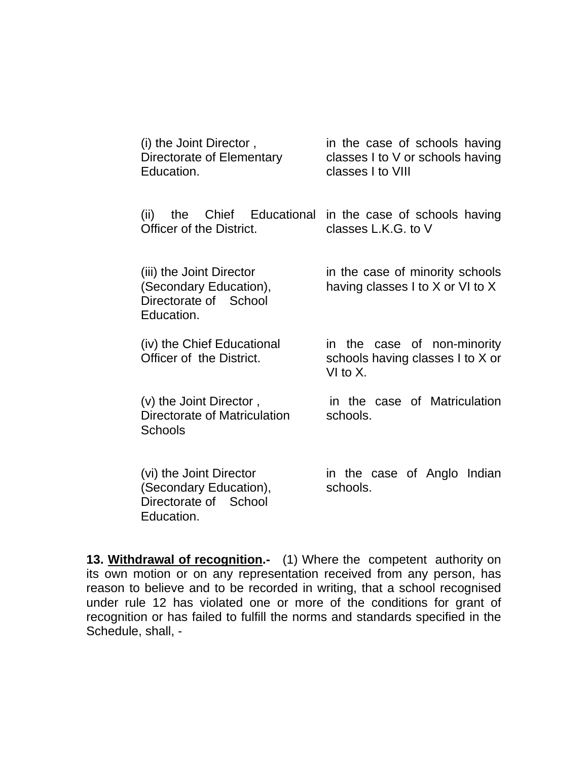| | |
|---|---|
| (i) the Joint Director , Directorate of Elementary Education. | in the case of schools having classes I to V or schools having classes I to VIII |
| (ii) the Chief Educational Officer of the District. | in the case of schools having classes L.K.G. to V |
| (iii) the Joint Director (Secondary Education), Directorate of School Education. | in the case of minority schools having classes I to X or VI to X |
| (iv) the Chief Educational Officer of the District. | in the case of non-minority schools having classes I to X or VI to X. |
| (v) the Joint Director , Directorate of Matriculation Schools | in the case of Matriculation schools. |
| (vi) the Joint Director (Secondary Education), Directorate of School Education. | in the case of Anglo Indian schools. |

**13. Withdrawal of recognition.-** (1) Where the competent authority on its own motion or on any representation received from any person, has reason to believe and to be recorded in writing, that a school recognised under rule 12 has violated one or more of the conditions for grant of recognition or has failed to fulfill the norms and standards specified in the Schedule, shall, -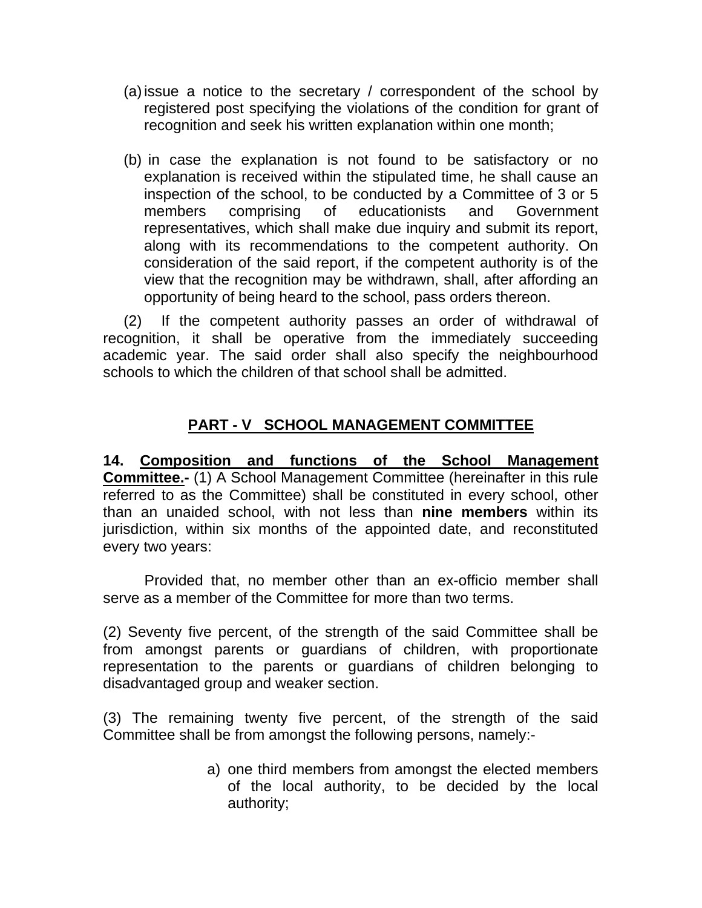(a) issue a notice to the secretary / correspondent of the school by registered post specifying the violations of the condition for grant of recognition and seek his written explanation within one month;

(b) in case the explanation is not found to be satisfactory or no explanation is received within the stipulated time, he shall cause an inspection of the school, to be conducted by a Committee of 3 or 5 members comprising of educationists and Government representatives, which shall make due inquiry and submit its report, along with its recommendations to the competent authority. On consideration of the said report, if the competent authority is of the view that the recognition may be withdrawn, shall, after affording an opportunity of being heard to the school, pass orders thereon.

(2) If the competent authority passes an order of withdrawal of recognition, it shall be operative from the immediately succeeding academic year. The said order shall also specify the neighbourhood schools to which the children of that school shall be admitted.

## PART - V SCHOOL MANAGEMENT COMMITTEE

**14. Composition and functions of the School Management Committee.-** (1) A School Management Committee (hereinafter in this rule referred to as the Committee) shall be constituted in every school, other than an unaided school, with not less than **nine members** within its jurisdiction, within six months of the appointed date, and reconstituted every two years:

Provided that, no member other than an ex-officio member shall serve as a member of the Committee for more than two terms.

(2) Seventy five percent, of the strength of the said Committee shall be from amongst parents or guardians of children, with proportionate representation to the parents or guardians of children belonging to disadvantaged group and weaker section.

(3) The remaining twenty five percent, of the strength of the said Committee shall be from amongst the following persons, namely:-

a) one third members from amongst the elected members of the local authority, to be decided by the local authority;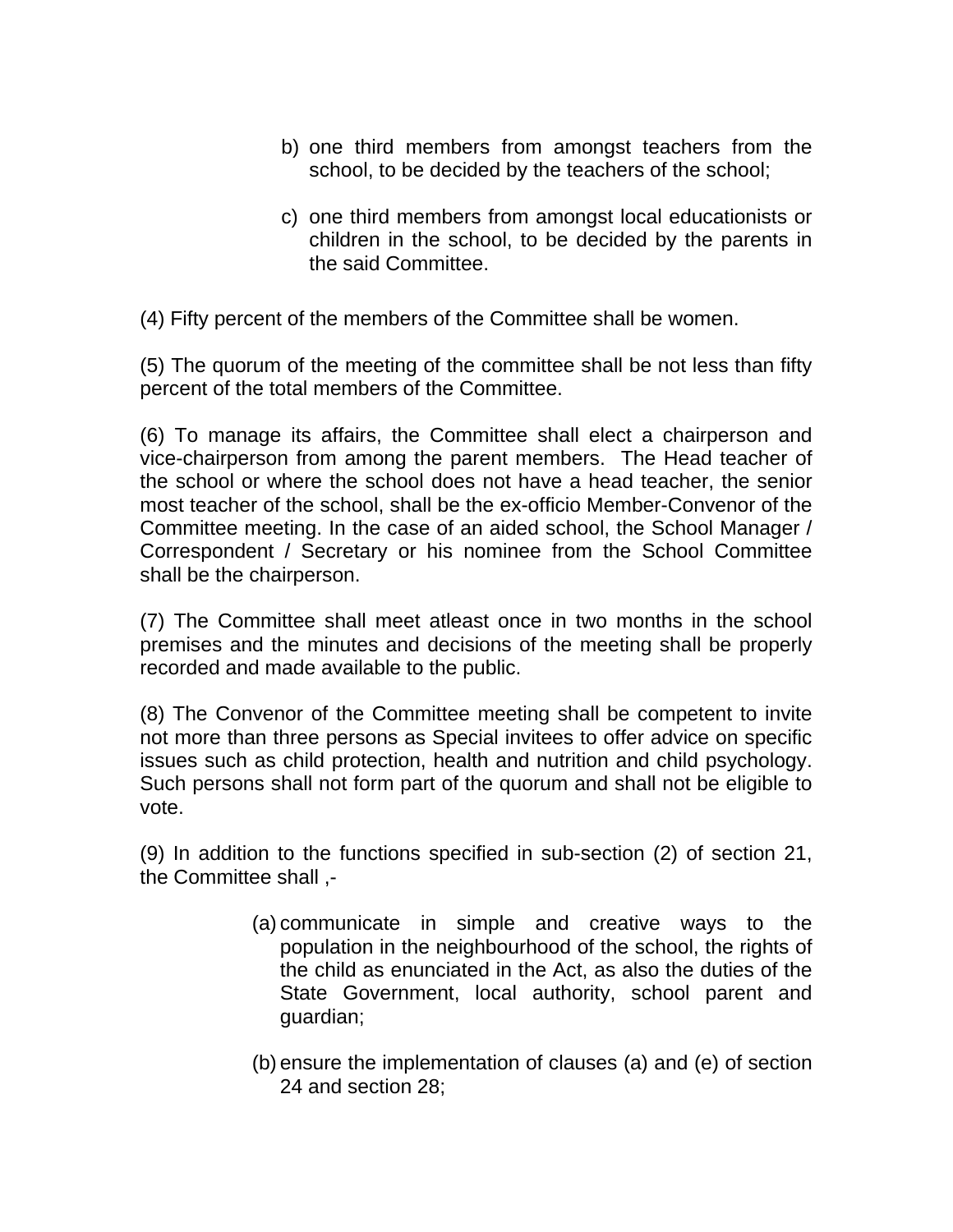b) one third members from amongst teachers from the school, to be decided by the teachers of the school;

c) one third members from amongst local educationists or children in the school, to be decided by the parents in the said Committee.

(4) Fifty percent of the members of the Committee shall be women.

(5) The quorum of the meeting of the committee shall be not less than fifty percent of the total members of the Committee.

(6) To manage its affairs, the Committee shall elect a chairperson and vice-chairperson from among the parent members. The Head teacher of the school or where the school does not have a head teacher, the senior most teacher of the school, shall be the ex-officio Member-Convenor of the Committee meeting. In the case of an aided school, the School Manager / Correspondent / Secretary or his nominee from the School Committee shall be the chairperson.

(7) The Committee shall meet atleast once in two months in the school premises and the minutes and decisions of the meeting shall be properly recorded and made available to the public.

(8) The Convenor of the Committee meeting shall be competent to invite not more than three persons as Special invitees to offer advice on specific issues such as child protection, health and nutrition and child psychology. Such persons shall not form part of the quorum and shall not be eligible to vote.

(9) In addition to the functions specified in sub-section (2) of section 21, the Committee shall ,-

(a) communicate in simple and creative ways to the population in the neighbourhood of the school, the rights of the child as enunciated in the Act, as also the duties of the State Government, local authority, school parent and guardian;

(b) ensure the implementation of clauses (a) and (e) of section 24 and section 28;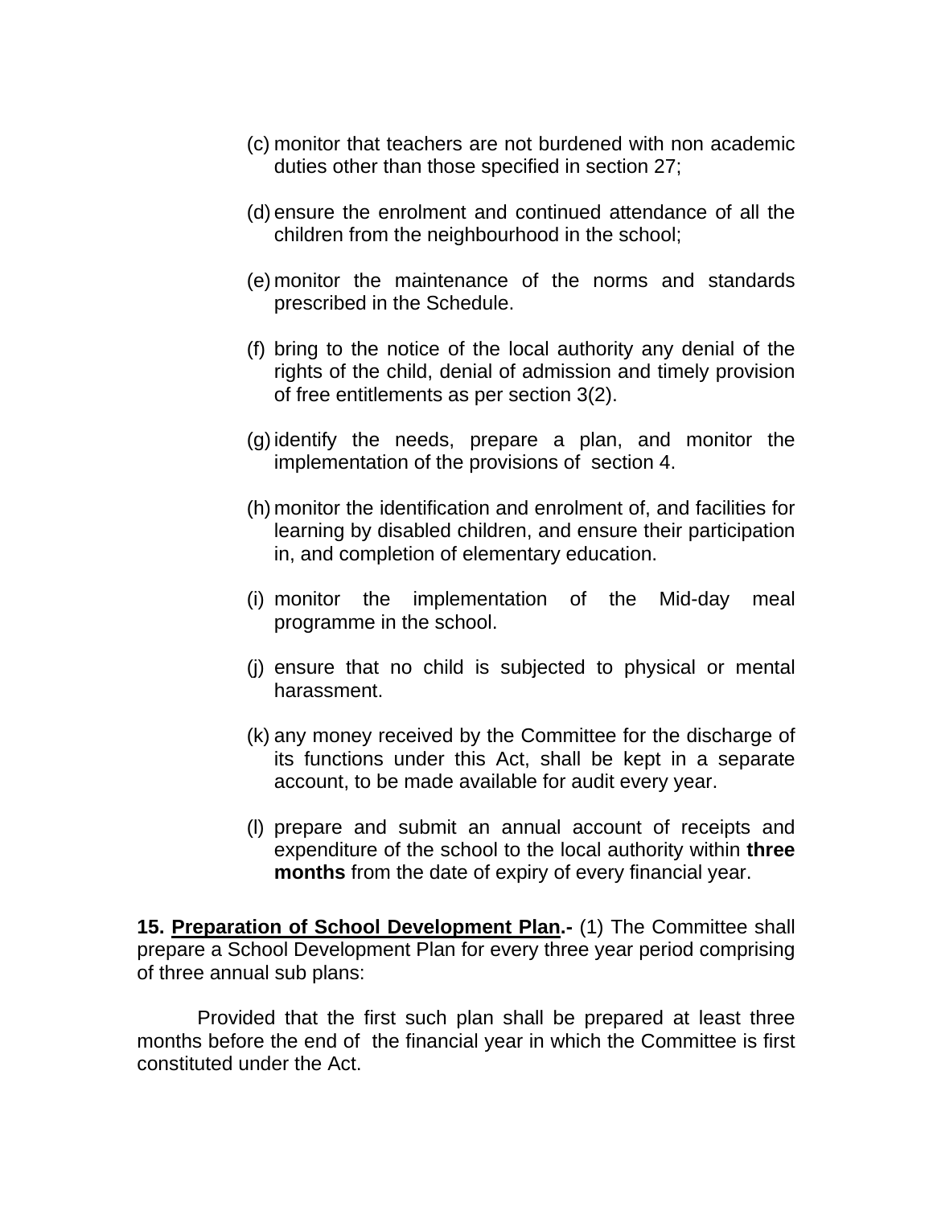(c) monitor that teachers are not burdened with non academic duties other than those specified in section 27;

(d) ensure the enrolment and continued attendance of all the children from the neighbourhood in the school;

(e) monitor the maintenance of the norms and standards prescribed in the Schedule.

(f) bring to the notice of the local authority any denial of the rights of the child, denial of admission and timely provision of free entitlements as per section 3(2).

(g) identify the needs, prepare a plan, and monitor the implementation of the provisions of section 4.

(h) monitor the identification and enrolment of, and facilities for learning by disabled children, and ensure their participation in, and completion of elementary education.

(i) monitor the implementation of the Mid-day meal programme in the school.

(j) ensure that no child is subjected to physical or mental harassment.

(k) any money received by the Committee for the discharge of its functions under this Act, shall be kept in a separate account, to be made available for audit every year.

(l) prepare and submit an annual account of receipts and expenditure of the school to the local authority within **three months** from the date of expiry of every financial year.

**15. <u>Preparation of School Development Plan</u>.-** (1) The Committee shall prepare a School Development Plan for every three year period comprising of three annual sub plans:

Provided that the first such plan shall be prepared at least three months before the end of the financial year in which the Committee is first constituted under the Act.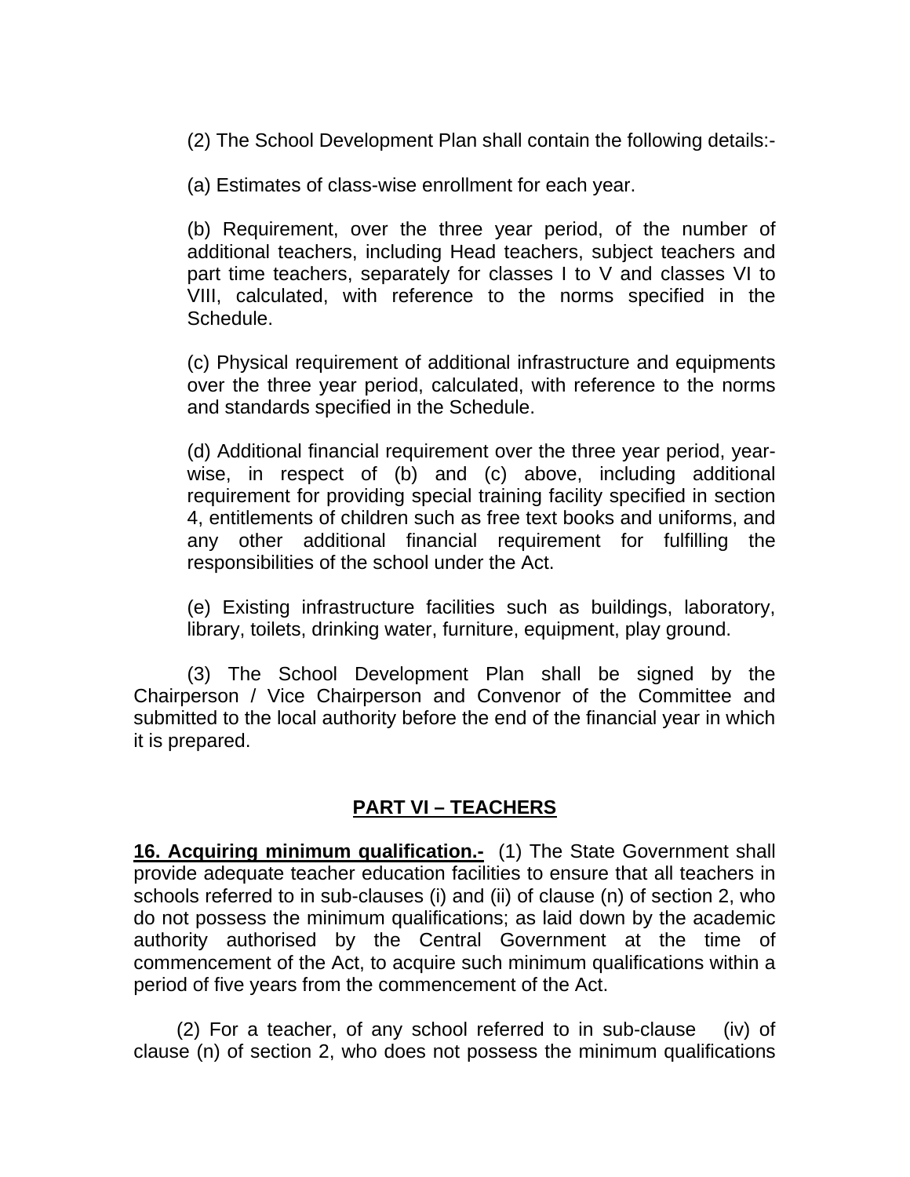(2) The School Development Plan shall contain the following details:-

(a) Estimates of class-wise enrollment for each year.

(b) Requirement, over the three year period, of the number of additional teachers, including Head teachers, subject teachers and part time teachers, separately for classes I to V and classes VI to VIII, calculated, with reference to the norms specified in the Schedule.

(c) Physical requirement of additional infrastructure and equipments over the three year period, calculated, with reference to the norms and standards specified in the Schedule.

(d) Additional financial requirement over the three year period, year-wise, in respect of (b) and (c) above, including additional requirement for providing special training facility specified in section 4, entitlements of children such as free text books and uniforms, and any other additional financial requirement for fulfilling the responsibilities of the school under the Act.

(e) Existing infrastructure facilities such as buildings, laboratory, library, toilets, drinking water, furniture, equipment, play ground.

(3) The School Development Plan shall be signed by the Chairperson / Vice Chairperson and Convenor of the Committee and submitted to the local authority before the end of the financial year in which it is prepared.

## PART VI – TEACHERS

**16. Acquiring minimum qualification.-** (1) The State Government shall provide adequate teacher education facilities to ensure that all teachers in schools referred to in sub-clauses (i) and (ii) of clause (n) of section 2, who do not possess the minimum qualifications; as laid down by the academic authority authorised by the Central Government at the time of commencement of the Act, to acquire such minimum qualifications within a period of five years from the commencement of the Act.

(2) For a teacher, of any school referred to in sub-clause (iv) of clause (n) of section 2, who does not possess the minimum qualifications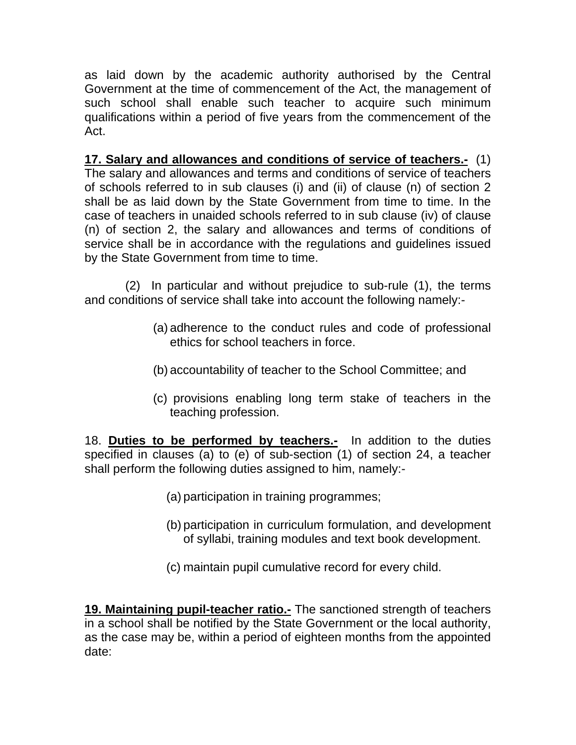as laid down by the academic authority authorised by the Central Government at the time of commencement of the Act, the management of such school shall enable such teacher to acquire such minimum qualifications within a period of five years from the commencement of the Act.

**17. Salary and allowances and conditions of service of teachers.-** (1) The salary and allowances and terms and conditions of service of teachers of schools referred to in sub clauses (i) and (ii) of clause (n) of section 2 shall be as laid down by the State Government from time to time. In the case of teachers in unaided schools referred to in sub clause (iv) of clause (n) of section 2, the salary and allowances and terms of conditions of service shall be in accordance with the regulations and guidelines issued by the State Government from time to time.

(2) In particular and without prejudice to sub-rule (1), the terms and conditions of service shall take into account the following namely:-

(a) adherence to the conduct rules and code of professional ethics for school teachers in force.

(b) accountability of teacher to the School Committee; and

(c) provisions enabling long term stake of teachers in the teaching profession.

18. **Duties to be performed by teachers.-** In addition to the duties specified in clauses (a) to (e) of sub-section (1) of section 24, a teacher shall perform the following duties assigned to him, namely:-

(a) participation in training programmes;

(b) participation in curriculum formulation, and development of syllabi, training modules and text book development.

(c) maintain pupil cumulative record for every child.

**19. Maintaining pupil-teacher ratio.-** The sanctioned strength of teachers in a school shall be notified by the State Government or the local authority, as the case may be, within a period of eighteen months from the appointed date: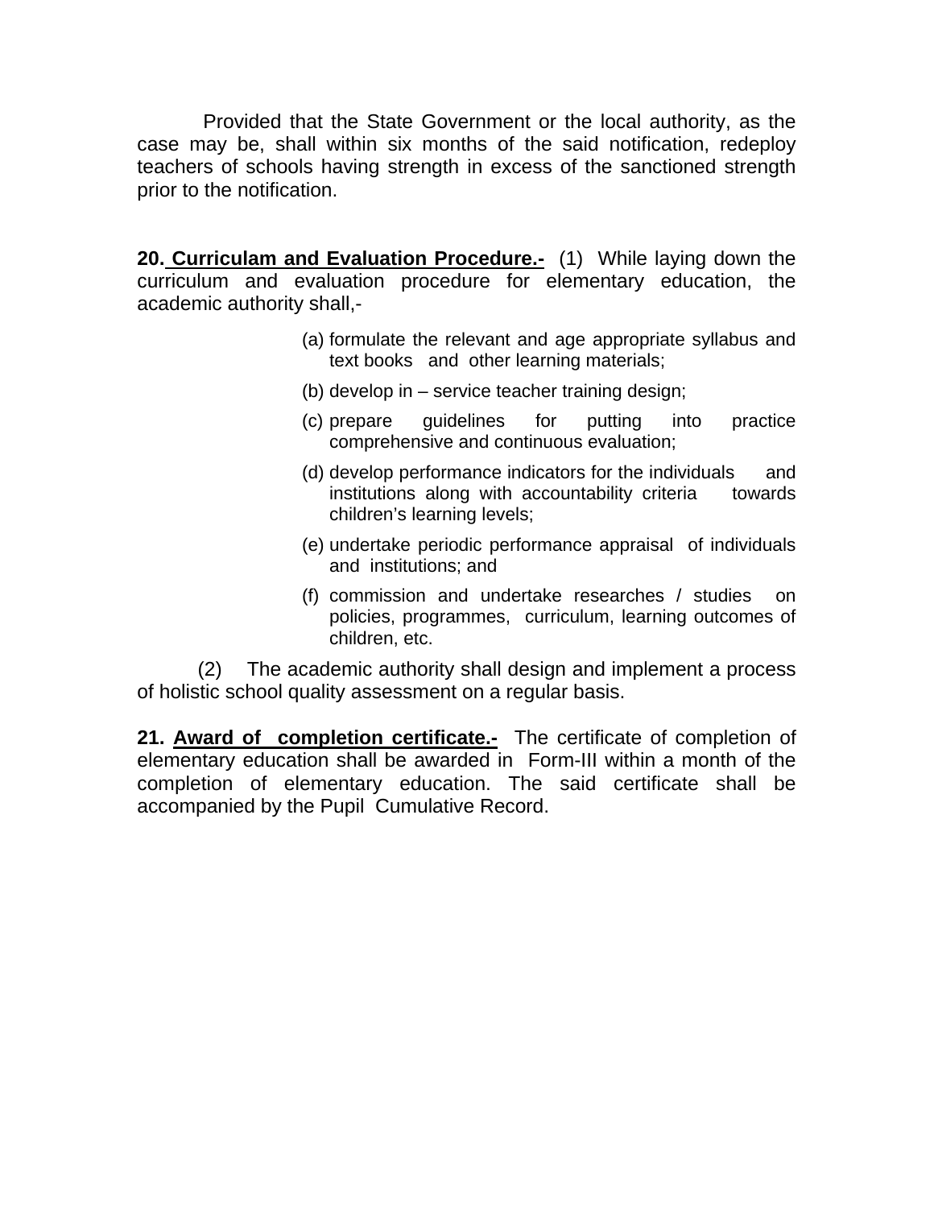Provided that the State Government or the local authority, as the case may be, shall within six months of the said notification, redeploy teachers of schools having strength in excess of the sanctioned strength prior to the notification.

**20. <u>Curriculam and Evaluation Procedure.-</u>** (1) While laying down the curriculum and evaluation procedure for elementary education, the academic authority shall,-

(a) formulate the relevant and age appropriate syllabus and text books and other learning materials;

(b) develop in – service teacher training design;

(c) prepare guidelines for putting into practice comprehensive and continuous evaluation;

(d) develop performance indicators for the individuals and institutions along with accountability criteria towards children's learning levels;

(e) undertake periodic performance appraisal of individuals and institutions; and

(f) commission and undertake researches / studies on policies, programmes, curriculum, learning outcomes of children, etc.

(2) The academic authority shall design and implement a process of holistic school quality assessment on a regular basis.

**21. <u>Award of completion certificate.-</u>** The certificate of completion of elementary education shall be awarded in Form-III within a month of the completion of elementary education. The said certificate shall be accompanied by the Pupil Cumulative Record.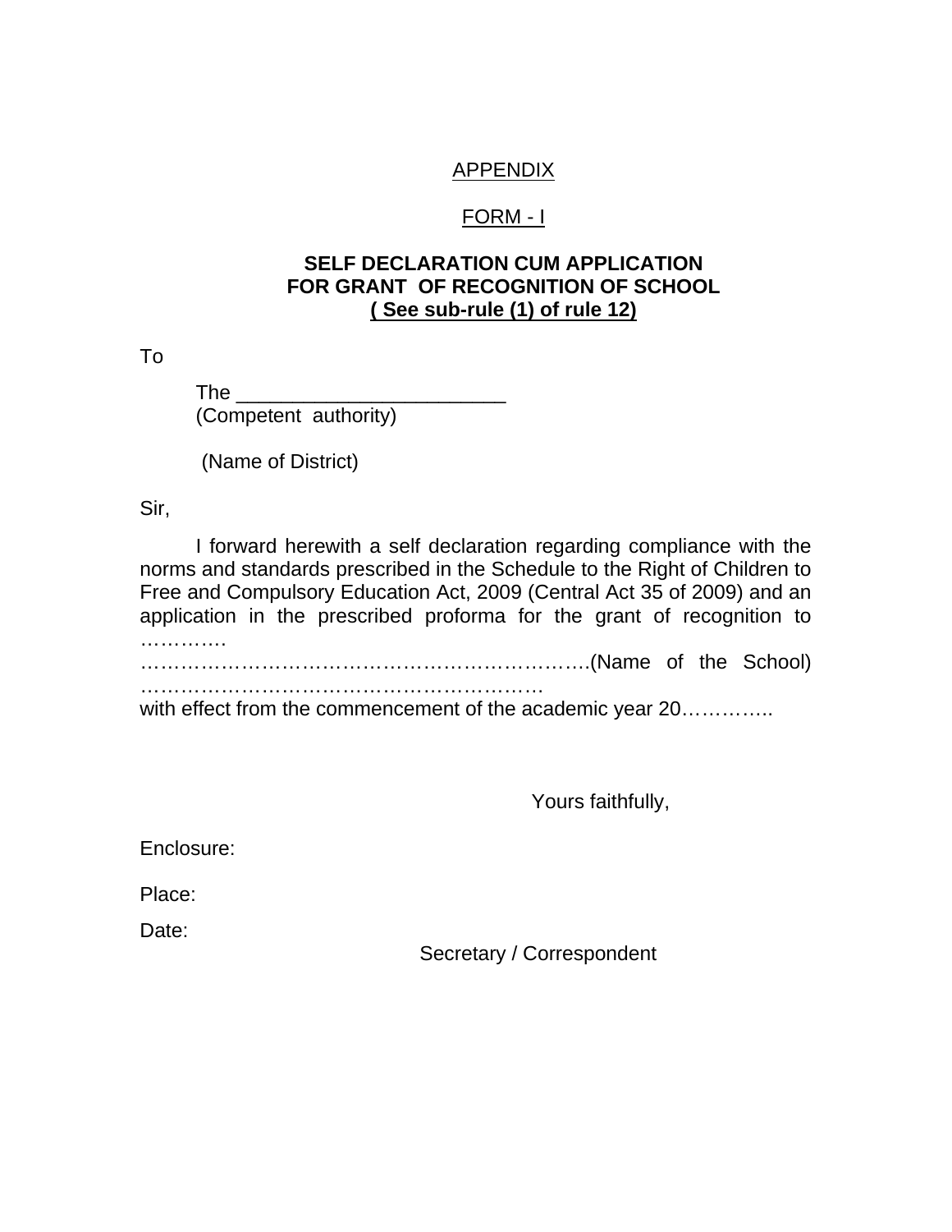<u>APPENDIX</u>

<u>FORM - I</u>

**SELF DECLARATION CUM APPLICATION**
**FOR GRANT OF RECOGNITION OF SCHOOL**
**<u>( See sub-rule (1) of rule 12)</u>**

To

The ________________________
(Competent authority)

(Name of District)

Sir,

I forward herewith a self declaration regarding compliance with the norms and standards prescribed in the Schedule to the Right of Children to Free and Compulsory Education Act, 2009 (Central Act 35 of 2009) and an application in the prescribed proforma for the grant of recognition to ………….
…………………………………………………………….(Name of the School)
…………………………………………………….
with effect from the commencement of the academic year 20…………..

Yours faithfully,

Enclosure:

Place:

Date:

Secretary / Correspondent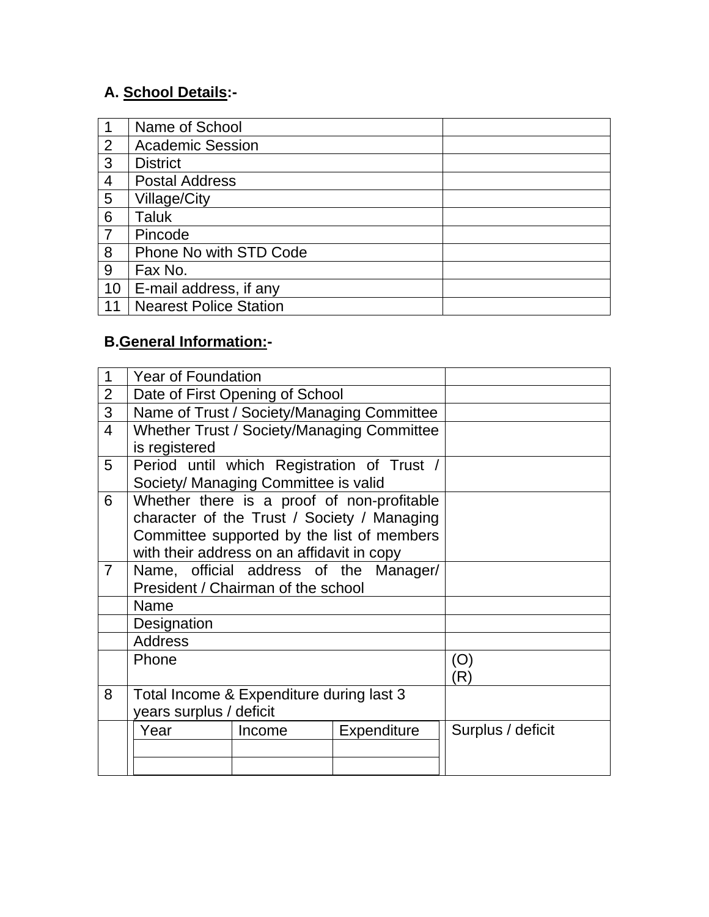**A. School Details:-**

| | | |
|---|---|---|
| 1 | Name of School | |
| 2 | Academic Session | |
| 3 | District | |
| 4 | Postal Address | |
| 5 | Village/City | |
| 6 | Taluk | |
| 7 | Pincode | |
| 8 | Phone No with STD Code | |
| 9 | Fax No. | |
| 10 | E-mail address, if any | |
| 11 | Nearest Police Station | |

**B. General Information:-**

| | | |
|---|---|---|
| 1 | Year of Foundation | |
| 2 | Date of First Opening of School | |
| 3 | Name of Trust / Society/Managing Committee | |
| 4 | Whether Trust / Society/Managing Committee is registered | |
| 5 | Period until which Registration of Trust / Society/ Managing Committee is valid | |
| 6 | Whether there is a proof of non-profitable character of the Trust / Society / Managing Committee supported by the list of members with their address on an affidavit in copy | |
| 7 | Name, official address of the Manager/ President / Chairman of the school | |
| | Name | |
| | Designation | |
| | Address | |
| | Phone | (O)<br>(R) |
| 8 | Total Income & Expenditure during last 3 years surplus / deficit | |

| Year | Income | Expenditure | Surplus / deficit |
|---|---|---|---|
| | | | |
| | | | |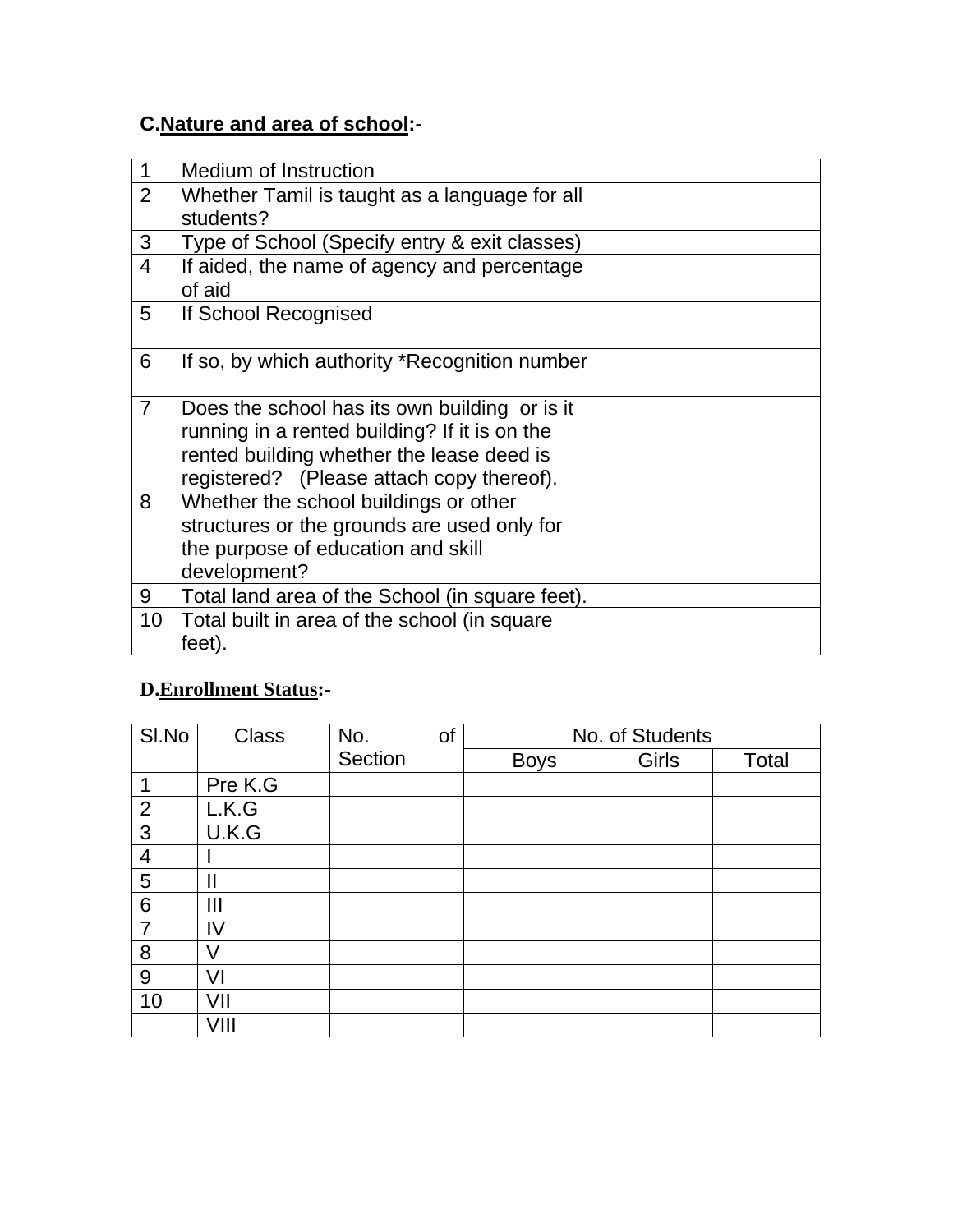**C.Nature and area of school:-**

| 1 | Medium of Instruction | |
|---|---|---|
| 2 | Whether Tamil is taught as a language for all students? | |
| 3 | Type of School (Specify entry & exit classes) | |
| 4 | If aided, the name of agency and percentage of aid | |
| 5 | If School Recognised | |
| 6 | If so, by which authority *Recognition number | |
| 7 | Does the school has its own building or is it running in a rented building? If it is on the rented building whether the lease deed is registered? (Please attach copy thereof). | |
| 8 | Whether the school buildings or other structures or the grounds are used only for the purpose of education and skill development? | |
| 9 | Total land area of the School (in square feet). | |
| 10 | Total built in area of the school (in square feet). | |

**D.Enrollment Status:-**

| Sl.No | Class | No. of Section | No. of Students | | |
|---|---|---|---|---|---|
| | | | Boys | Girls | Total |
| 1 | Pre K.G | | | | |
| 2 | L.K.G | | | | |
| 3 | U.K.G | | | | |
| 4 | I | | | | |
| 5 | II | | | | |
| 6 | III | | | | |
| 7 | IV | | | | |
| 8 | V | | | | |
| 9 | VI | | | | |
| 10 | VII | | | | |
| | VIII | | | | |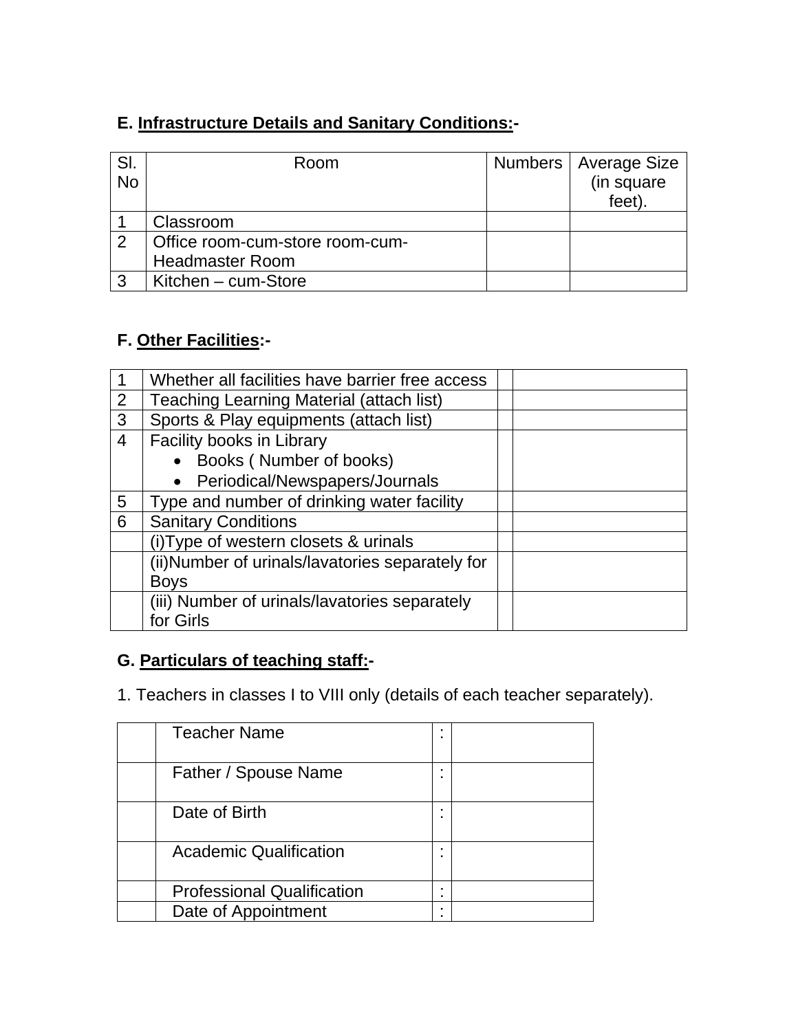**E. Infrastructure Details and Sanitary Conditions:-**

| Sl. No | Room | Numbers | Average Size (in square feet). |
|---|---|---|---|
| 1 | Classroom | | |
| 2 | Office room-cum-store room-cum-Headmaster Room | | |
| 3 | Kitchen – cum-Store | | |

**F. Other Facilities:-**

| | | | |
|---|---|---|---|
| 1 | Whether all facilities have barrier free access | | |
| 2 | Teaching Learning Material (attach list) | | |
| 3 | Sports & Play equipments (attach list) | | |
| 4 | Facility books in Library<br>• Books ( Number of books)<br>• Periodical/Newspapers/Journals | | |
| 5 | Type and number of drinking water facility | | |
| 6 | Sanitary Conditions | | |
| | (i)Type of western closets & urinals | | |
| | (ii)Number of urinals/lavatories separately for Boys | | |
| | (iii) Number of urinals/lavatories separately for Girls | | |

**G. Particulars of teaching staff:-**

1. Teachers in classes I to VIII only (details of each teacher separately).

| | | | |
|---|---|---|---|
| | Teacher Name | : | |
| | Father / Spouse Name | : | |
| | Date of Birth | : | |
| | Academic Qualification | : | |
| | Professional Qualification | : | |
| | Date of Appointment | : | |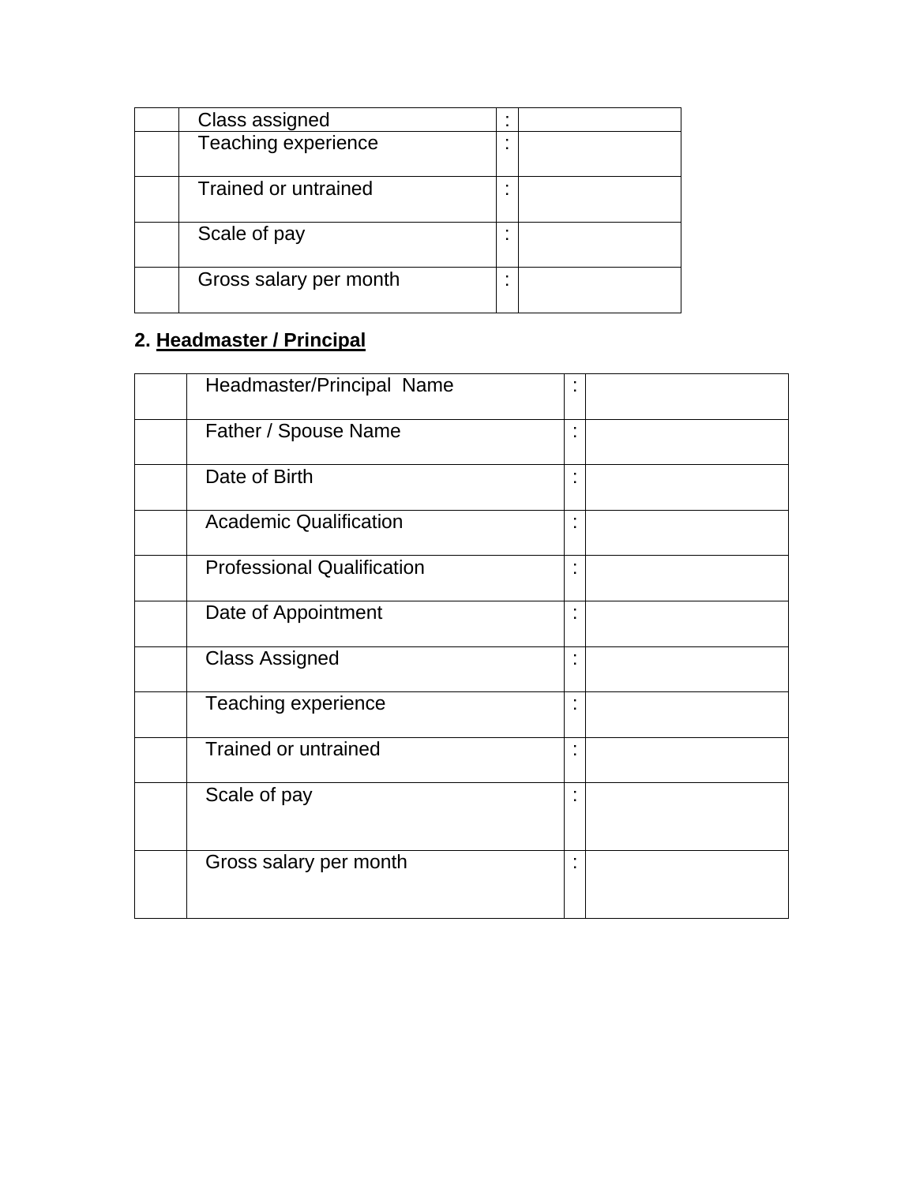| | | | |
|---|---|---|---|
| | Class assigned | : | |
| | Teaching experience | : | |
| | Trained or untrained | : | |
| | Scale of pay | : | |
| | Gross salary per month | : | |

**2. <u>Headmaster / Principal</u>**

| | | | |
|---|---|---|---|
| | Headmaster/Principal Name | : | |
| | Father / Spouse Name | : | |
| | Date of Birth | : | |
| | Academic Qualification | : | |
| | Professional Qualification | : | |
| | Date of Appointment | : | |
| | Class Assigned | : | |
| | Teaching experience | : | |
| | Trained or untrained | : | |
| | Scale of pay | : | |
| | Gross salary per month | : | |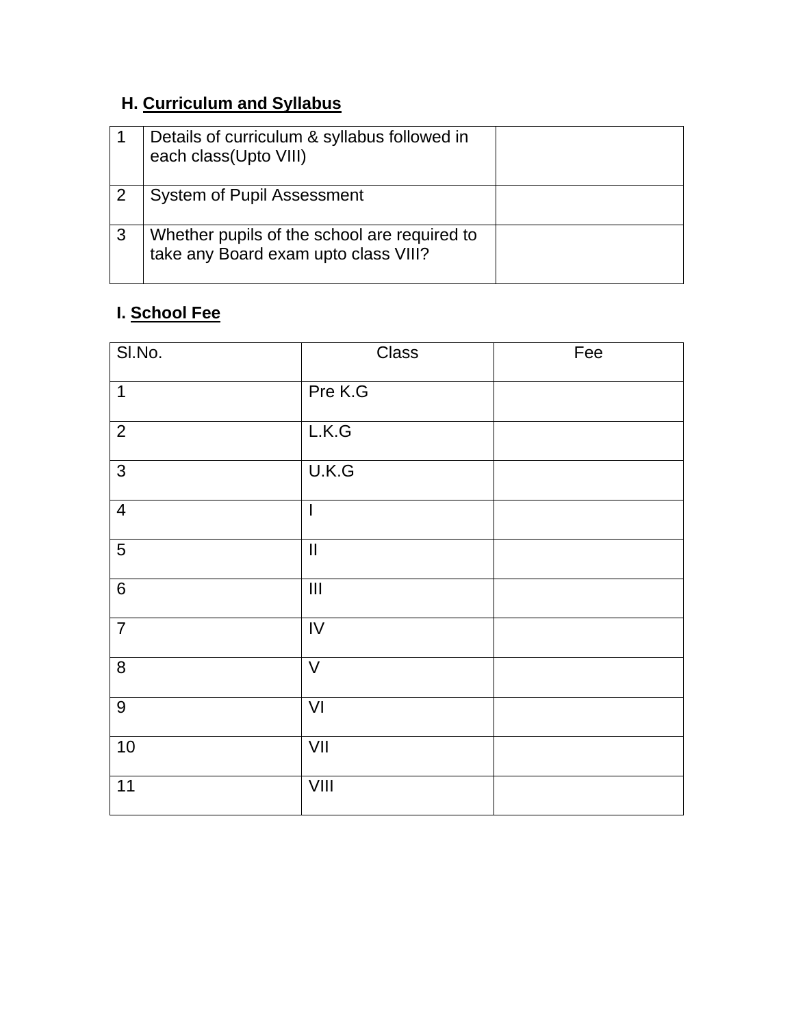## H. Curriculum and Syllabus

| | | |
|---|---|---|
| 1 | Details of curriculum & syllabus followed in each class(Upto VIII) | |
| 2 | System of Pupil Assessment | |
| 3 | Whether pupils of the school are required to take any Board exam upto class VIII? | |

## I. School Fee

| Sl.No. | Class | Fee |
|---|---|---|
| 1 | Pre K.G | |
| 2 | L.K.G | |
| 3 | U.K.G | |
| 4 | I | |
| 5 | II | |
| 6 | III | |
| 7 | IV | |
| 8 | V | |
| 9 | VI | |
| 10 | VII | |
| 11 | VIII | |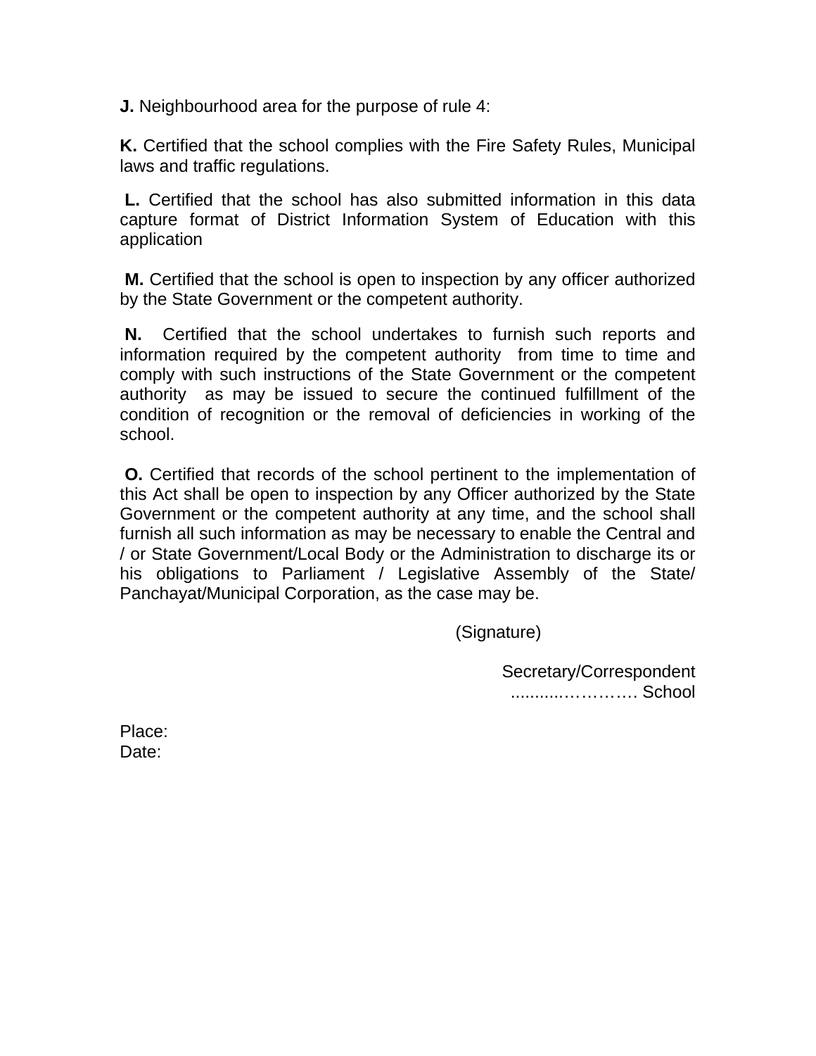**J.** Neighbourhood area for the purpose of rule 4:

**K.** Certified that the school complies with the Fire Safety Rules, Municipal laws and traffic regulations.

**L.** Certified that the school has also submitted information in this data capture format of District Information System of Education with this application

**M.** Certified that the school is open to inspection by any officer authorized by the State Government or the competent authority.

**N.** Certified that the school undertakes to furnish such reports and information required by the competent authority from time to time and comply with such instructions of the State Government or the competent authority as may be issued to secure the continued fulfillment of the condition of recognition or the removal of deficiencies in working of the school.

**O.** Certified that records of the school pertinent to the implementation of this Act shall be open to inspection by any Officer authorized by the State Government or the competent authority at any time, and the school shall furnish all such information as may be necessary to enable the Central and / or State Government/Local Body or the Administration to discharge its or his obligations to Parliament / Legislative Assembly of the State/ Panchayat/Municipal Corporation, as the case may be.

(Signature)

Secretary/Correspondent
...........…………. School

Place:
Date: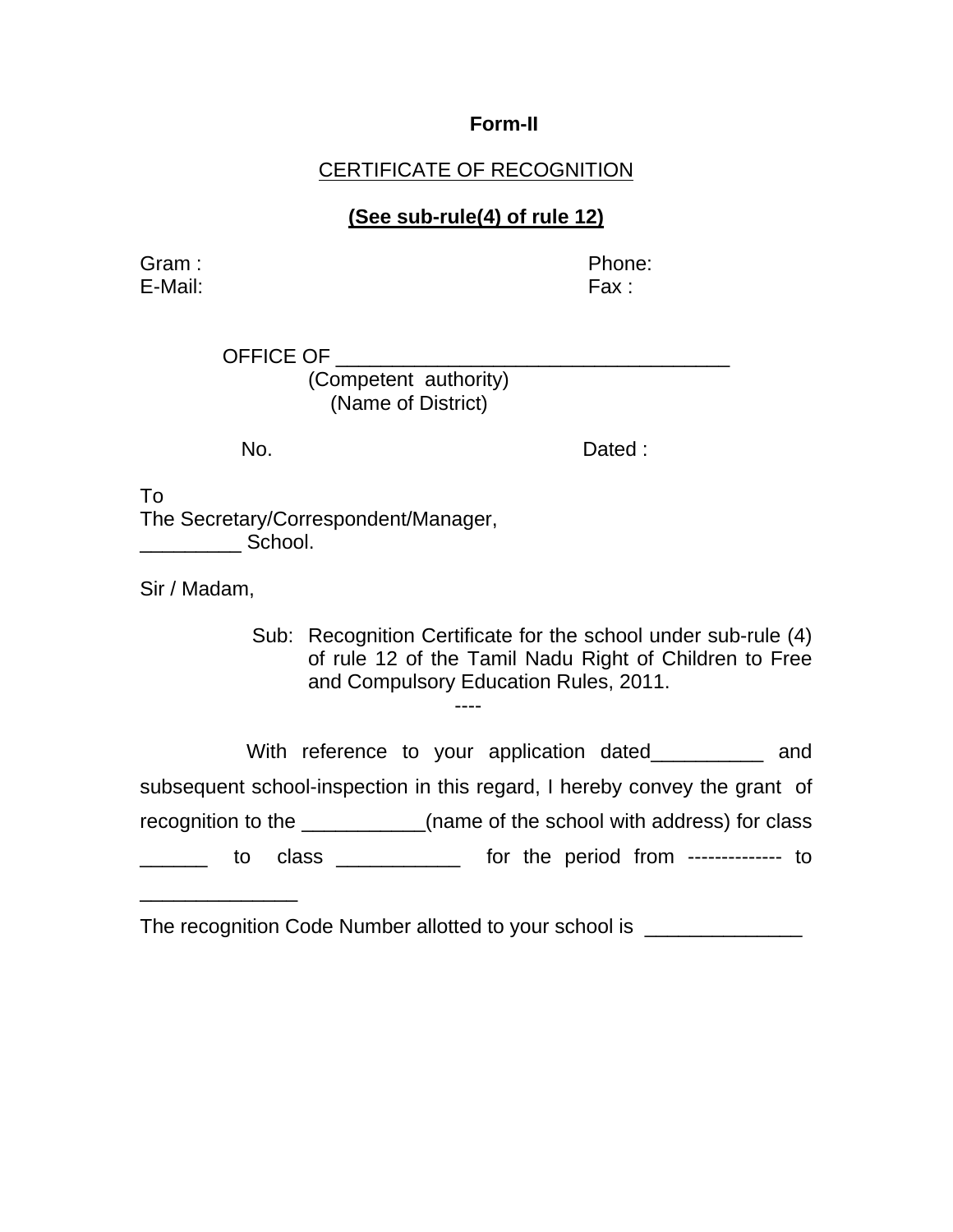**Form-II**

CERTIFICATE OF RECOGNITION

**(See sub-rule(4) of rule 12)**

Gram : Phone:
E-Mail: Fax :

OFFICE OF ___________________________________
(Competent authority)
(Name of District)

No. Dated :

To
The Secretary/Correspondent/Manager,
_________ School.

Sir / Madam,

Sub: Recognition Certificate for the school under sub-rule (4) of rule 12 of the Tamil Nadu Right of Children to Free and Compulsory Education Rules, 2011.

----

With reference to your application dated__________ and subsequent school-inspection in this regard, I hereby convey the grant of recognition to the ___________(name of the school with address) for class ______ to class ___________ for the period from -------------- to ______________

The recognition Code Number allotted to your school is ______________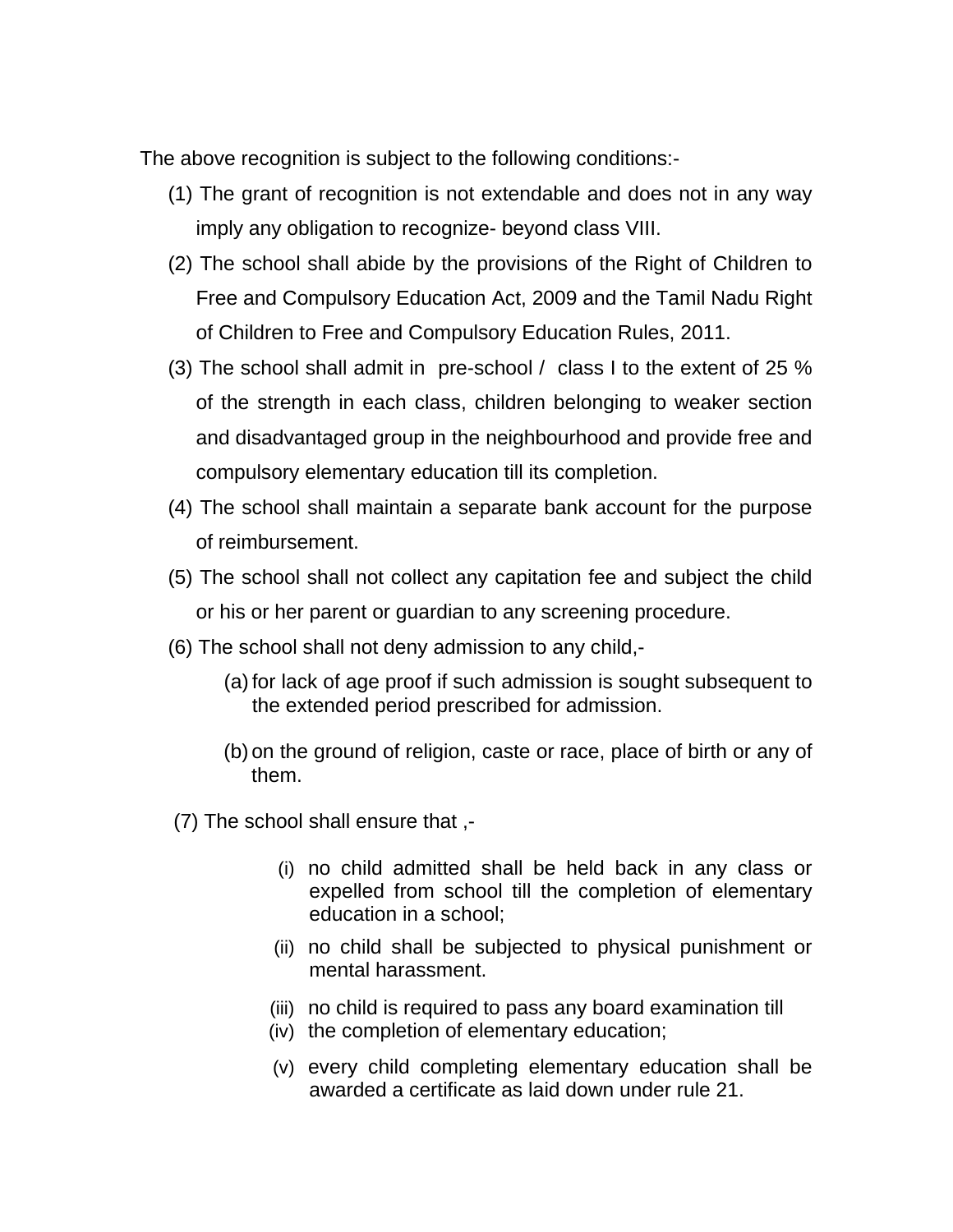The above recognition is subject to the following conditions:-

(1) The grant of recognition is not extendable and does not in any way imply any obligation to recognize- beyond class VIII.

(2) The school shall abide by the provisions of the Right of Children to Free and Compulsory Education Act, 2009 and the Tamil Nadu Right of Children to Free and Compulsory Education Rules, 2011.

(3) The school shall admit in pre-school / class I to the extent of 25 % of the strength in each class, children belonging to weaker section and disadvantaged group in the neighbourhood and provide free and compulsory elementary education till its completion.

(4) The school shall maintain a separate bank account for the purpose of reimbursement.

(5) The school shall not collect any capitation fee and subject the child or his or her parent or guardian to any screening procedure.

(6) The school shall not deny admission to any child,-

   (a) for lack of age proof if such admission is sought subsequent to the extended period prescribed for admission.

   (b) on the ground of religion, caste or race, place of birth or any of them.

(7) The school shall ensure that ,-

   (i) no child admitted shall be held back in any class or expelled from school till the completion of elementary education in a school;

   (ii) no child shall be subjected to physical punishment or mental harassment.

   (iii) no child is required to pass any board examination till

   (iv) the completion of elementary education;

   (v) every child completing elementary education shall be awarded a certificate as laid down under rule 21.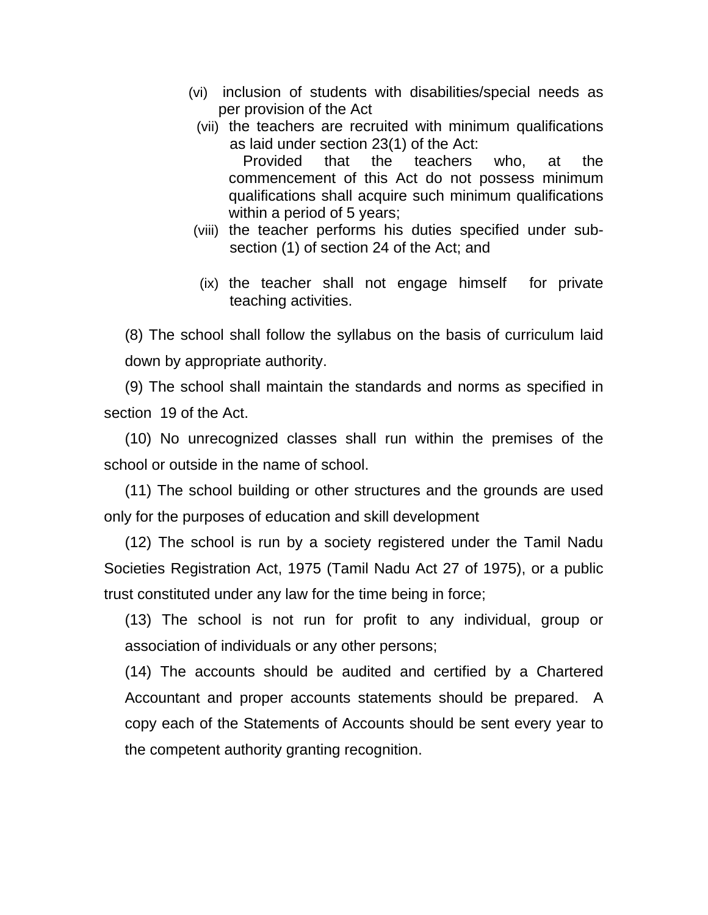(vi) inclusion of students with disabilities/special needs as per provision of the Act

(vii) the teachers are recruited with minimum qualifications as laid under section 23(1) of the Act:

Provided that the teachers who, at the commencement of this Act do not possess minimum qualifications shall acquire such minimum qualifications within a period of 5 years;

(viii) the teacher performs his duties specified under sub-section (1) of section 24 of the Act; and

(ix) the teacher shall not engage himself for private teaching activities.

(8) The school shall follow the syllabus on the basis of curriculum laid down by appropriate authority.

(9) The school shall maintain the standards and norms as specified in section 19 of the Act.

(10) No unrecognized classes shall run within the premises of the school or outside in the name of school.

(11) The school building or other structures and the grounds are used only for the purposes of education and skill development

(12) The school is run by a society registered under the Tamil Nadu Societies Registration Act, 1975 (Tamil Nadu Act 27 of 1975), or a public trust constituted under any law for the time being in force;

(13) The school is not run for profit to any individual, group or association of individuals or any other persons;

(14) The accounts should be audited and certified by a Chartered Accountant and proper accounts statements should be prepared. A copy each of the Statements of Accounts should be sent every year to the competent authority granting recognition.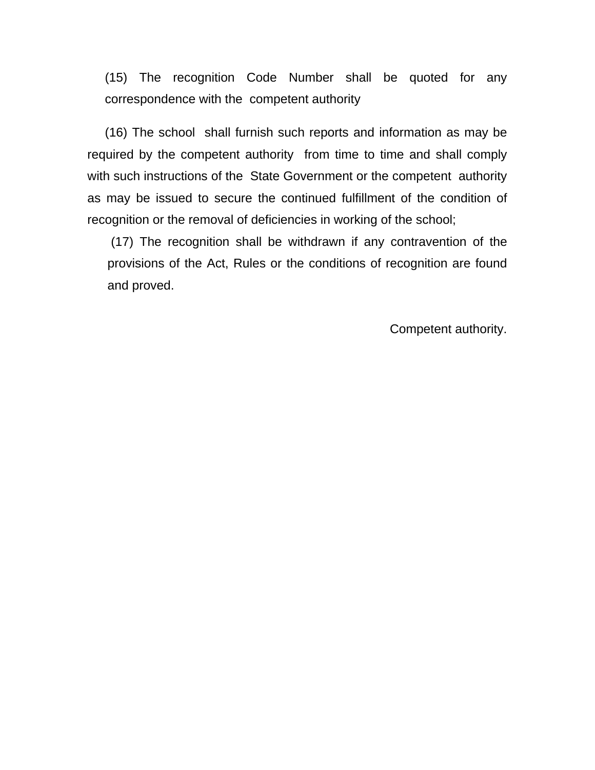(15) The recognition Code Number shall be quoted for any correspondence with the competent authority

(16) The school shall furnish such reports and information as may be required by the competent authority from time to time and shall comply with such instructions of the State Government or the competent authority as may be issued to secure the continued fulfillment of the condition of recognition or the removal of deficiencies in working of the school;

(17) The recognition shall be withdrawn if any contravention of the provisions of the Act, Rules or the conditions of recognition are found and proved.

Competent authority.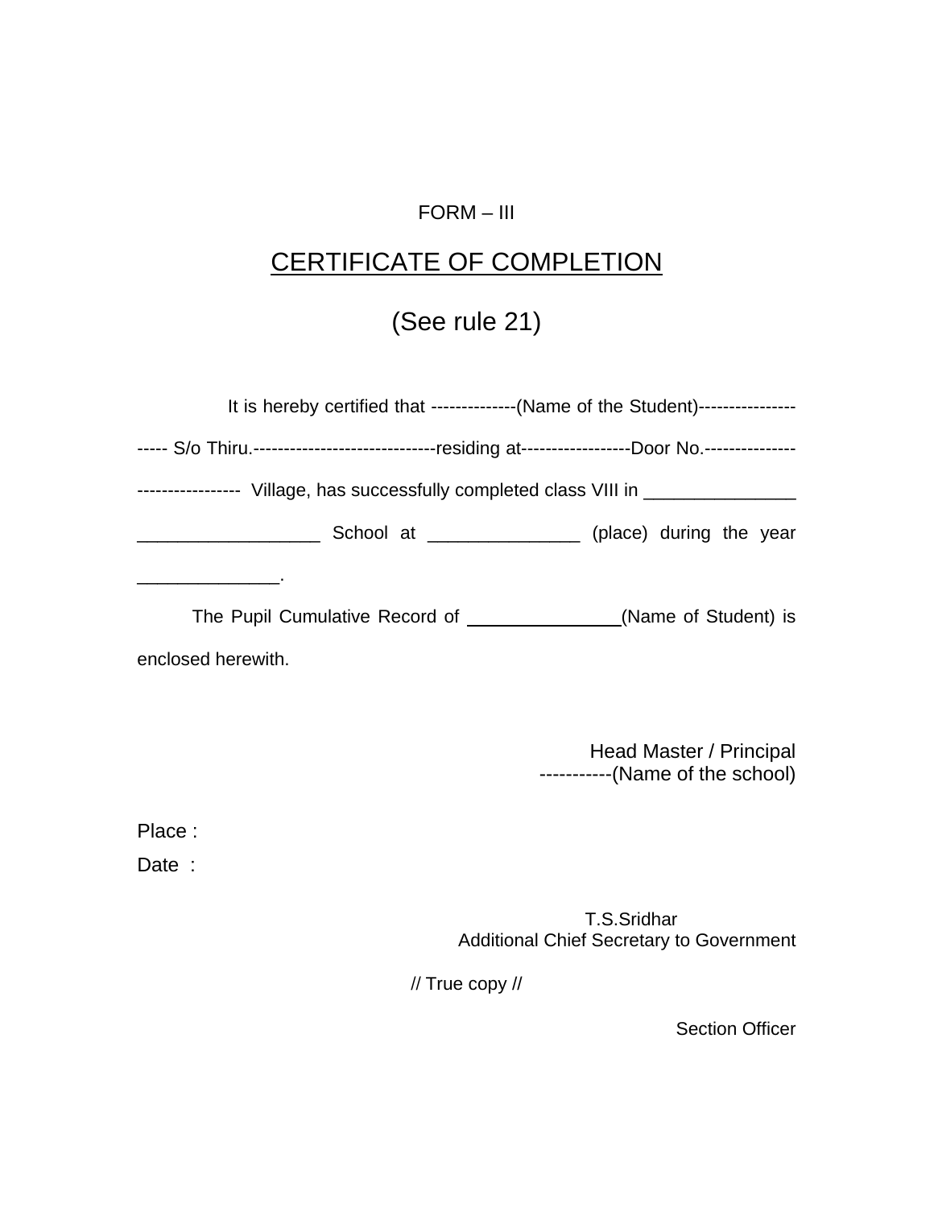FORM – III

# CERTIFICATE OF COMPLETION

(See rule 21)

It is hereby certified that --------------(Name of the Student)--------------------- S/o Thiru.------------------------------residing at------------------Door No.--------------------------------- Village, has successfully completed class VIII in _______________ __________________ School at _______________ (place) during the year ______________.

The Pupil Cumulative Record of _______________(Name of Student) is enclosed herewith.

Head Master / Principal
-----------(Name of the school)

Place :

Date :

T.S.Sridhar
Additional Chief Secretary to Government

// True copy //

Section Officer